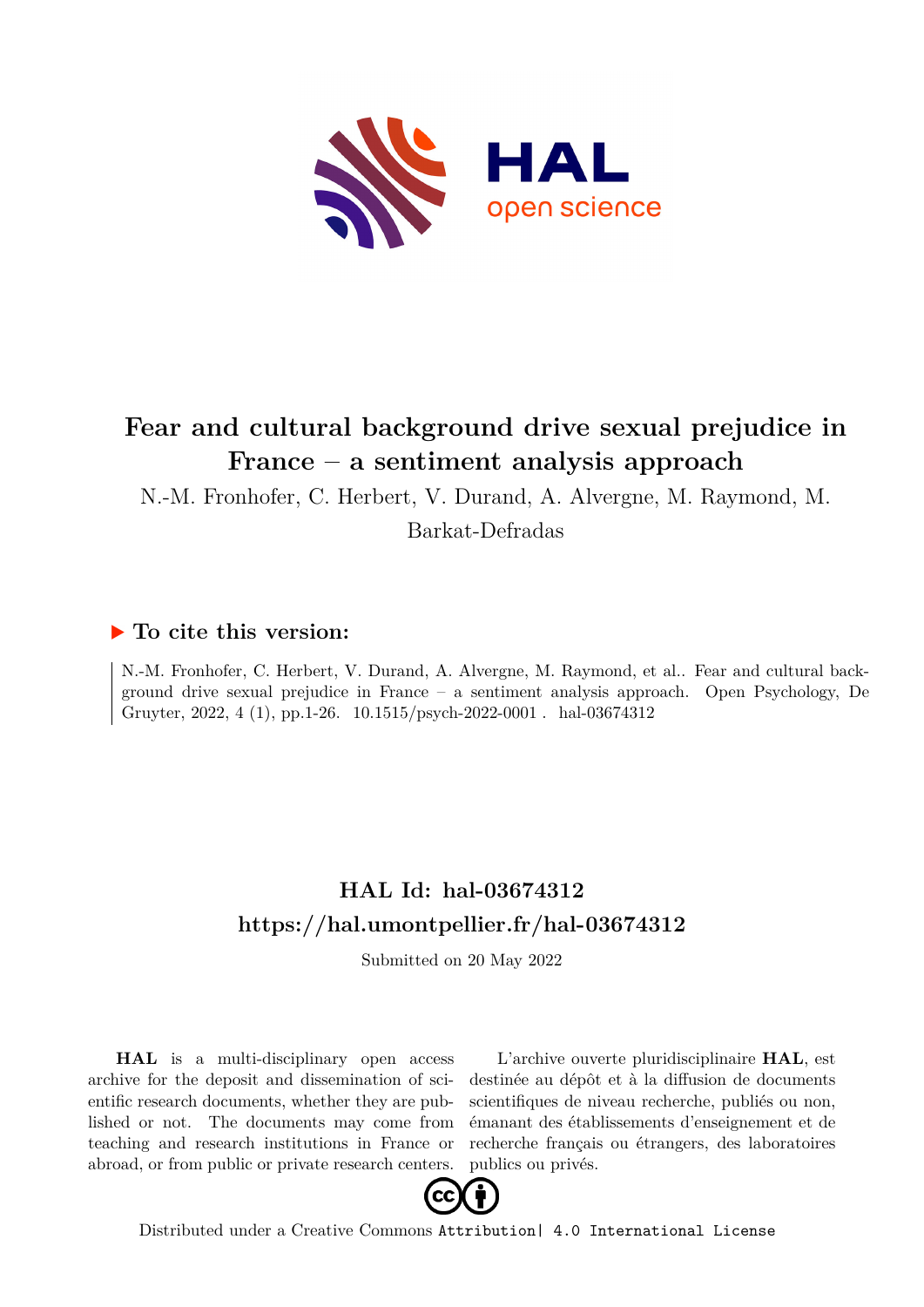# Fear and cultural background drive sexual prejudice in France – a sentiment analysis approach

N.-M. Fronhofer, C. Herbert, V. Durand, A. Alvergne, M. Raymond, M. Barkat-Defradas

## ▶ To cite this version:

N.-M. Fronhofer, C. Herbert, V. Durand, A. Alvergne, M. Raymond, et al.. Fear and cultural background drive sexual prejudice in France – a sentiment analysis approach. Open Psychology, De Gruyter, 2022, 4 (1), pp.1-26. 10.1515/psych-2022-0001 . hal-03674312

## HAL Id: hal-03674312
## https://hal.umontpellier.fr/hal-03674312

Submitted on 20 May 2022

**HAL** is a multi-disciplinary open access archive for the deposit and dissemination of scientific research documents, whether they are published or not. The documents may come from teaching and research institutions in France or abroad, or from public or private research centers.

L'archive ouverte pluridisciplinaire **HAL**, est destinée au dépôt et à la diffusion de documents scientifiques de niveau recherche, publiés ou non, émanant des établissements d'enseignement et de recherche français ou étrangers, des laboratoires publics ou privés.

Distributed under a Creative Commons Attribution| 4.0 International License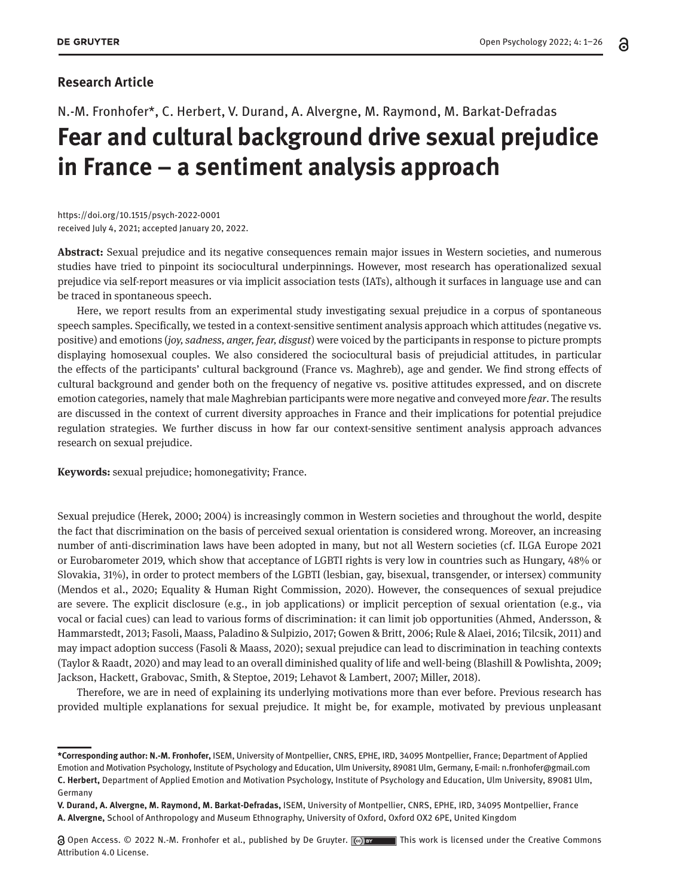**Research Article**

N.-M. Fronhofer*, C. Herbert, V. Durand, A. Alvergne, M. Raymond, M. Barkat-Defradas

# Fear and cultural background drive sexual prejudice in France – a sentiment analysis approach

https://doi.org/10.1515/psych-2022-0001
received July 4, 2021; accepted January 20, 2022.

**Abstract:** Sexual prejudice and its negative consequences remain major issues in Western societies, and numerous studies have tried to pinpoint its sociocultural underpinnings. However, most research has operationalized sexual prejudice via self-report measures or via implicit association tests (IATs), although it surfaces in language use and can be traced in spontaneous speech.

Here, we report results from an experimental study investigating sexual prejudice in a corpus of spontaneous speech samples. Specifically, we tested in a context-sensitive sentiment analysis approach which attitudes (negative vs. positive) and emotions (*joy, sadness, anger, fear, disgust*) were voiced by the participants in response to picture prompts displaying homosexual couples. We also considered the sociocultural basis of prejudicial attitudes, in particular the effects of the participants' cultural background (France vs. Maghreb), age and gender. We find strong effects of cultural background and gender both on the frequency of negative vs. positive attitudes expressed, and on discrete emotion categories, namely that male Maghrebian participants were more negative and conveyed more *fear*. The results are discussed in the context of current diversity approaches in France and their implications for potential prejudice regulation strategies. We further discuss in how far our context-sensitive sentiment analysis approach advances research on sexual prejudice.

**Keywords:** sexual prejudice; homonegativity; France.

Sexual prejudice (Herek, 2000; 2004) is increasingly common in Western societies and throughout the world, despite the fact that discrimination on the basis of perceived sexual orientation is considered wrong. Moreover, an increasing number of anti-discrimination laws have been adopted in many, but not all Western societies (cf. ILGA Europe 2021 or Eurobarometer 2019, which show that acceptance of LGBTI rights is very low in countries such as Hungary, 48% or Slovakia, 31%), in order to protect members of the LGBTI (lesbian, gay, bisexual, transgender, or intersex) community (Mendos et al., 2020; Equality & Human Right Commission, 2020). However, the consequences of sexual prejudice are severe. The explicit disclosure (e.g., in job applications) or implicit perception of sexual orientation (e.g., via vocal or facial cues) can lead to various forms of discrimination: it can limit job opportunities (Ahmed, Andersson, & Hammarstedt, 2013; Fasoli, Maass, Paladino & Sulpizio, 2017; Gowen & Britt, 2006; Rule & Alaei, 2016; Tilcsik, 2011) and may impact adoption success (Fasoli & Maass, 2020); sexual prejudice can lead to discrimination in teaching contexts (Taylor & Raadt, 2020) and may lead to an overall diminished quality of life and well-being (Blashill & Powlishta, 2009; Jackson, Hackett, Grabovac, Smith, & Steptoe, 2019; Lehavot & Lambert, 2007; Miller, 2018).

Therefore, we are in need of explaining its underlying motivations more than ever before. Previous research has provided multiple explanations for sexual prejudice. It might be, for example, motivated by previous unpleasant

---

***Corresponding author: N.-M. Fronhofer,** ISEM, University of Montpellier, CNRS, EPHE, IRD, 34095 Montpellier, France; Department of Applied Emotion and Motivation Psychology, Institute of Psychology and Education, Ulm University, 89081 Ulm, Germany, E-mail: n.fronhofer@gmail.com
**C. Herbert,** Department of Applied Emotion and Motivation Psychology, Institute of Psychology and Education, Ulm University, 89081 Ulm, Germany
**V. Durand, A. Alvergne, M. Raymond, M. Barkat-Defradas,** ISEM, University of Montpellier, CNRS, EPHE, IRD, 34095 Montpellier, France
**A. Alvergne,** School of Anthropology and Museum Ethnography, University of Oxford, Oxford OX2 6PE, United Kingdom

Open Access. © 2022 N.-M. Fronhofer et al., published by De Gruyter. This work is licensed under the Creative Commons Attribution 4.0 License.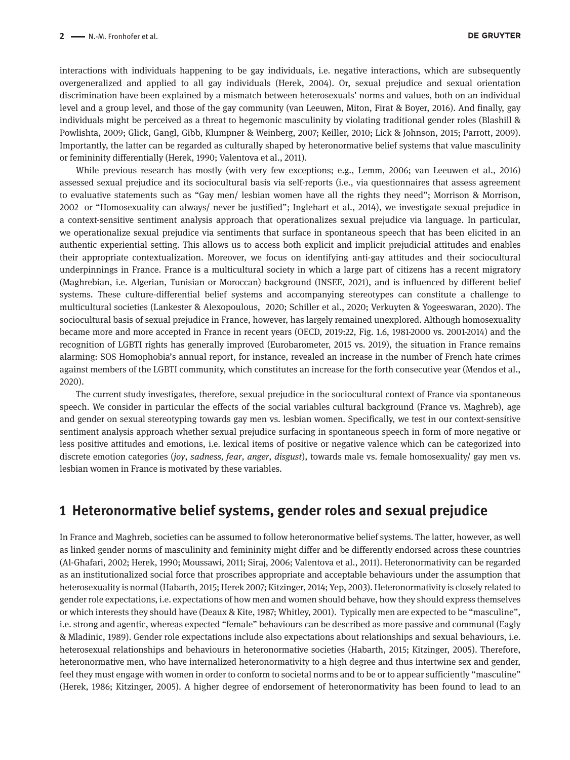interactions with individuals happening to be gay individuals, i.e. negative interactions, which are subsequently overgeneralized and applied to all gay individuals (Herek, 2004). Or, sexual prejudice and sexual orientation discrimination have been explained by a mismatch between heterosexuals' norms and values, both on an individual level and a group level, and those of the gay community (van Leeuwen, Miton, Firat & Boyer, 2016). And finally, gay individuals might be perceived as a threat to hegemonic masculinity by violating traditional gender roles (Blashill & Powlishta, 2009; Glick, Gangl, Gibb, Klumpner & Weinberg, 2007; Keiller, 2010; Lick & Johnson, 2015; Parrott, 2009). Importantly, the latter can be regarded as culturally shaped by heteronormative belief systems that value masculinity or femininity differentially (Herek, 1990; Valentova et al., 2011).

While previous research has mostly (with very few exceptions; e.g., Lemm, 2006; van Leeuwen et al., 2016) assessed sexual prejudice and its sociocultural basis via self-reports (i.e., via questionnaires that assess agreement to evaluative statements such as "Gay men/ lesbian women have all the rights they need"; Morrison & Morrison, 2002 or "Homosexuality can always/ never be justified"; Inglehart et al., 2014), we investigate sexual prejudice in a context-sensitive sentiment analysis approach that operationalizes sexual prejudice via language. In particular, we operationalize sexual prejudice via sentiments that surface in spontaneous speech that has been elicited in an authentic experiential setting. This allows us to access both explicit and implicit prejudicial attitudes and enables their appropriate contextualization. Moreover, we focus on identifying anti-gay attitudes and their sociocultural underpinnings in France. France is a multicultural society in which a large part of citizens has a recent migratory (Maghrebian, i.e. Algerian, Tunisian or Moroccan) background (INSEE, 2021), and is influenced by different belief systems. These culture-differential belief systems and accompanying stereotypes can constitute a challenge to multicultural societies (Lankester & Alexopoulous, 2020; Schiller et al., 2020; Verkuyten & Yogeeswaran, 2020). The sociocultural basis of sexual prejudice in France, however, has largely remained unexplored. Although homosexuality became more and more accepted in France in recent years (OECD, 2019:22, Fig. 1.6, 1981-2000 vs. 2001-2014) and the recognition of LGBTI rights has generally improved (Eurobarometer, 2015 vs. 2019), the situation in France remains alarming: SOS Homophobia's annual report, for instance, revealed an increase in the number of French hate crimes against members of the LGBTI community, which constitutes an increase for the forth consecutive year (Mendos et al., 2020).

The current study investigates, therefore, sexual prejudice in the sociocultural context of France via spontaneous speech. We consider in particular the effects of the social variables cultural background (France vs. Maghreb), age and gender on sexual stereotyping towards gay men vs. lesbian women. Specifically, we test in our context-sensitive sentiment analysis approach whether sexual prejudice surfacing in spontaneous speech in form of more negative or less positive attitudes and emotions, i.e. lexical items of positive or negative valence which can be categorized into discrete emotion categories (*joy*, *sadness, fear*, *anger*, *disgust*), towards male vs. female homosexuality/ gay men vs. lesbian women in France is motivated by these variables.

## 1 Heteronormative belief systems, gender roles and sexual prejudice

In France and Maghreb, societies can be assumed to follow heteronormative belief systems. The latter, however, as well as linked gender norms of masculinity and femininity might differ and be differently endorsed across these countries (Al-Ghafari, 2002; Herek, 1990; Moussawi, 2011; Siraj, 2006; Valentova et al., 2011). Heteronormativity can be regarded as an institutionalized social force that proscribes appropriate and acceptable behaviours under the assumption that heterosexuality is normal (Habarth, 2015; Herek 2007; Kitzinger, 2014; Yep, 2003). Heteronormativity is closely related to gender role expectations, i.e. expectations of how men and women should behave, how they should express themselves or which interests they should have (Deaux & Kite, 1987; Whitley, 2001). Typically men are expected to be "masculine", i.e. strong and agentic, whereas expected "female" behaviours can be described as more passive and communal (Eagly & Mladinic, 1989). Gender role expectations include also expectations about relationships and sexual behaviours, i.e. heterosexual relationships and behaviours in heteronormative societies (Habarth, 2015; Kitzinger, 2005). Therefore, heteronormative men, who have internalized heteronormativity to a high degree and thus intertwine sex and gender, feel they must engage with women in order to conform to societal norms and to be or to appear sufficiently "masculine" (Herek, 1986; Kitzinger, 2005). A higher degree of endorsement of heteronormativity has been found to lead to an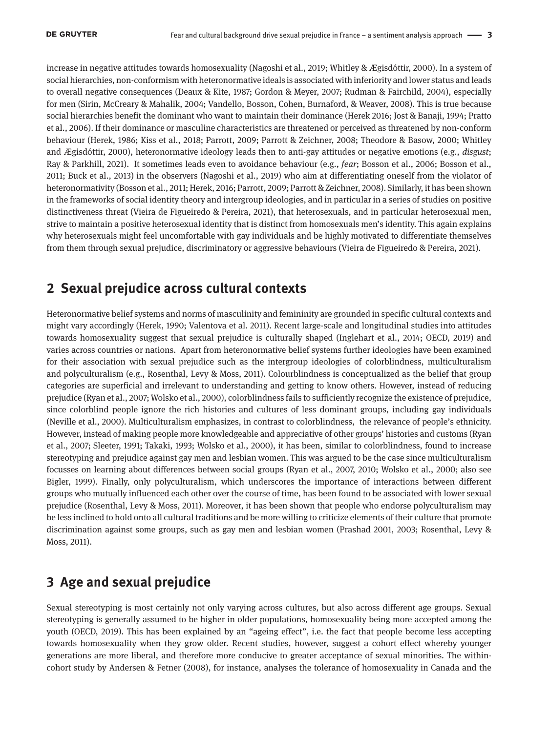increase in negative attitudes towards homosexuality (Nagoshi et al., 2019; Whitley & Ægisdóttir, 2000). In a system of social hierarchies, non-conformism with heteronormative ideals is associated with inferiority and lower status and leads to overall negative consequences (Deaux & Kite, 1987; Gordon & Meyer, 2007; Rudman & Fairchild, 2004), especially for men (Sirin, McCreary & Mahalik, 2004; Vandello, Bosson, Cohen, Burnaford, & Weaver, 2008). This is true because social hierarchies benefit the dominant who want to maintain their dominance (Herek 2016; Jost & Banaji, 1994; Pratto et al., 2006). If their dominance or masculine characteristics are threatened or perceived as threatened by non-conform behaviour (Herek, 1986; Kiss et al., 2018; Parrott, 2009; Parrott & Zeichner, 2008; Theodore & Basow, 2000; Whitley and Ægisdóttir, 2000), heteronormative ideology leads then to anti-gay attitudes or negative emotions (e.g., *disgust*; Ray & Parkhill, 2021). It sometimes leads even to avoidance behaviour (e.g., *fear*; Bosson et al., 2006; Bosson et al., 2011; Buck et al., 2013) in the observers (Nagoshi et al., 2019) who aim at differentiating oneself from the violator of heteronormativity (Bosson et al., 2011; Herek, 2016; Parrott, 2009; Parrott & Zeichner, 2008). Similarly, it has been shown in the frameworks of social identity theory and intergroup ideologies, and in particular in a series of studies on positive distinctiveness threat (Vieira de Figueiredo & Pereira, 2021), that heterosexuals, and in particular heterosexual men, strive to maintain a positive heterosexual identity that is distinct from homosexuals men's identity. This again explains why heterosexuals might feel uncomfortable with gay individuals and be highly motivated to differentiate themselves from them through sexual prejudice, discriminatory or aggressive behaviours (Vieira de Figueiredo & Pereira, 2021).

## 2 Sexual prejudice across cultural contexts

Heteronormative belief systems and norms of masculinity and femininity are grounded in specific cultural contexts and might vary accordingly (Herek, 1990; Valentova et al. 2011). Recent large-scale and longitudinal studies into attitudes towards homosexuality suggest that sexual prejudice is culturally shaped (Inglehart et al., 2014; OECD, 2019) and varies across countries or nations. Apart from heteronormative belief systems further ideologies have been examined for their association with sexual prejudice such as the intergroup ideologies of colorblindness, multiculturalism and polyculturalism (e.g., Rosenthal, Levy & Moss, 2011). Colourblindness is conceptualized as the belief that group categories are superficial and irrelevant to understanding and getting to know others. However, instead of reducing prejudice (Ryan et al., 2007; Wolsko et al., 2000), colorblindness fails to sufficiently recognize the existence of prejudice, since colorblind people ignore the rich histories and cultures of less dominant groups, including gay individuals (Neville et al., 2000). Multiculturalism emphasizes, in contrast to colorblindness, the relevance of people's ethnicity. However, instead of making people more knowledgeable and appreciative of other groups' histories and customs (Ryan et al., 2007; Sleeter, 1991; Takaki, 1993; Wolsko et al., 2000), it has been, similar to colorblindness, found to increase stereotyping and prejudice against gay men and lesbian women. This was argued to be the case since multiculturalism focusses on learning about differences between social groups (Ryan et al., 2007, 2010; Wolsko et al., 2000; also see Bigler, 1999). Finally, only polyculturalism, which underscores the importance of interactions between different groups who mutually influenced each other over the course of time, has been found to be associated with lower sexual prejudice (Rosenthal, Levy & Moss, 2011). Moreover, it has been shown that people who endorse polyculturalism may be less inclined to hold onto all cultural traditions and be more willing to criticize elements of their culture that promote discrimination against some groups, such as gay men and lesbian women (Prashad 2001, 2003; Rosenthal, Levy & Moss, 2011).

## 3 Age and sexual prejudice

Sexual stereotyping is most certainly not only varying across cultures, but also across different age groups. Sexual stereotyping is generally assumed to be higher in older populations, homosexuality being more accepted among the youth (OECD, 2019). This has been explained by an "ageing effect", i.e. the fact that people become less accepting towards homosexuality when they grow older. Recent studies, however, suggest a cohort effect whereby younger generations are more liberal, and therefore more conducive to greater acceptance of sexual minorities. The within-cohort study by Andersen & Fetner (2008), for instance, analyses the tolerance of homosexuality in Canada and the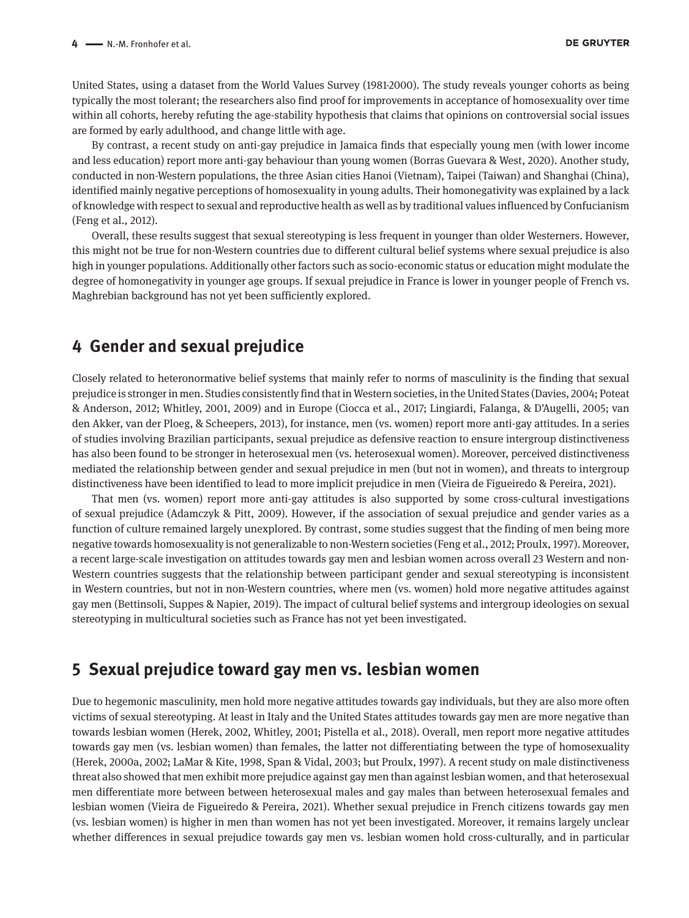United States, using a dataset from the World Values Survey (1981-2000). The study reveals younger cohorts as being typically the most tolerant; the researchers also find proof for improvements in acceptance of homosexuality over time within all cohorts, hereby refuting the age-stability hypothesis that claims that opinions on controversial social issues are formed by early adulthood, and change little with age.

By contrast, a recent study on anti-gay prejudice in Jamaica finds that especially young men (with lower income and less education) report more anti-gay behaviour than young women (Borras Guevara & West, 2020). Another study, conducted in non-Western populations, the three Asian cities Hanoi (Vietnam), Taipei (Taiwan) and Shanghai (China), identified mainly negative perceptions of homosexuality in young adults. Their homonegativity was explained by a lack of knowledge with respect to sexual and reproductive health as well as by traditional values influenced by Confucianism (Feng et al., 2012).

Overall, these results suggest that sexual stereotyping is less frequent in younger than older Westerners. However, this might not be true for non-Western countries due to different cultural belief systems where sexual prejudice is also high in younger populations. Additionally other factors such as socio-economic status or education might modulate the degree of homonegativity in younger age groups. If sexual prejudice in France is lower in younger people of French vs. Maghrebian background has not yet been sufficiently explored.

## 4 Gender and sexual prejudice

Closely related to heteronormative belief systems that mainly refer to norms of masculinity is the finding that sexual prejudice is stronger in men. Studies consistently find that in Western societies, in the United States (Davies, 2004; Poteat & Anderson, 2012; Whitley, 2001, 2009) and in Europe (Ciocca et al., 2017; Lingiardi, Falanga, & D'Augelli, 2005; van den Akker, van der Ploeg, & Scheepers, 2013), for instance, men (vs. women) report more anti-gay attitudes. In a series of studies involving Brazilian participants, sexual prejudice as defensive reaction to ensure intergroup distinctiveness has also been found to be stronger in heterosexual men (vs. heterosexual women). Moreover, perceived distinctiveness mediated the relationship between gender and sexual prejudice in men (but not in women), and threats to intergroup distinctiveness have been identified to lead to more implicit prejudice in men (Vieira de Figueiredo & Pereira, 2021).

That men (vs. women) report more anti-gay attitudes is also supported by some cross-cultural investigations of sexual prejudice (Adamczyk & Pitt, 2009). However, if the association of sexual prejudice and gender varies as a function of culture remained largely unexplored. By contrast, some studies suggest that the finding of men being more negative towards homosexuality is not generalizable to non-Western societies (Feng et al., 2012; Proulx, 1997). Moreover, a recent large-scale investigation on attitudes towards gay men and lesbian women across overall 23 Western and non-Western countries suggests that the relationship between participant gender and sexual stereotyping is inconsistent in Western countries, but not in non-Western countries, where men (vs. women) hold more negative attitudes against gay men (Bettinsoli, Suppes & Napier, 2019). The impact of cultural belief systems and intergroup ideologies on sexual stereotyping in multicultural societies such as France has not yet been investigated.

## 5 Sexual prejudice toward gay men vs. lesbian women

Due to hegemonic masculinity, men hold more negative attitudes towards gay individuals, but they are also more often victims of sexual stereotyping. At least in Italy and the United States attitudes towards gay men are more negative than towards lesbian women (Herek, 2002, Whitley, 2001; Pistella et al., 2018). Overall, men report more negative attitudes towards gay men (vs. lesbian women) than females, the latter not differentiating between the type of homosexuality (Herek, 2000a, 2002; LaMar & Kite, 1998, Span & Vidal, 2003; but Proulx, 1997). A recent study on male distinctiveness threat also showed that men exhibit more prejudice against gay men than against lesbian women, and that heterosexual men differentiate more between between heterosexual males and gay males than between heterosexual females and lesbian women (Vieira de Figueiredo & Pereira, 2021). Whether sexual prejudice in French citizens towards gay men (vs. lesbian women) is higher in men than women has not yet been investigated. Moreover, it remains largely unclear whether differences in sexual prejudice towards gay men vs. lesbian women hold cross-culturally, and in particular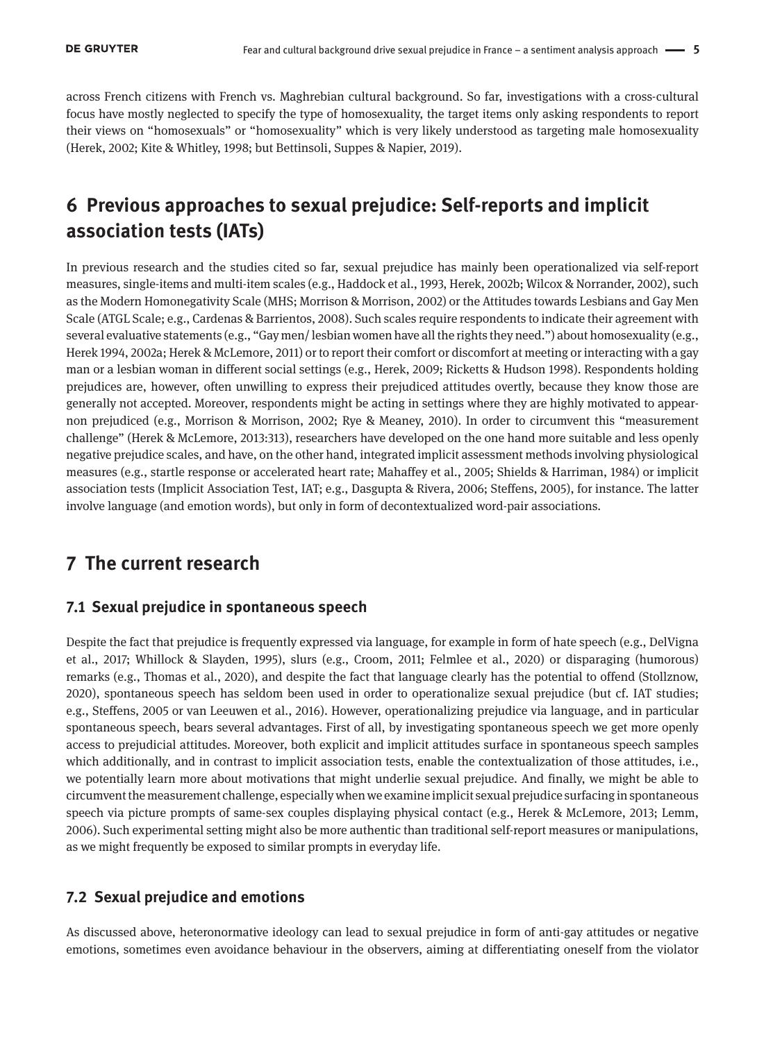across French citizens with French vs. Maghrebian cultural background. So far, investigations with a cross-cultural focus have mostly neglected to specify the type of homosexuality, the target items only asking respondents to report their views on “homosexuals” or “homosexuality” which is very likely understood as targeting male homosexuality (Herek, 2002; Kite & Whitley, 1998; but Bettinsoli, Suppes & Napier, 2019).

## 6 Previous approaches to sexual prejudice: Self-reports and implicit association tests (IATs)

In previous research and the studies cited so far, sexual prejudice has mainly been operationalized via self-report measures, single-items and multi-item scales (e.g., Haddock et al., 1993, Herek, 2002b; Wilcox & Norrander, 2002), such as the Modern Homonegativity Scale (MHS; Morrison & Morrison, 2002) or the Attitudes towards Lesbians and Gay Men Scale (ATGL Scale; e.g., Cardenas & Barrientos, 2008). Such scales require respondents to indicate their agreement with several evaluative statements (e.g., “Gay men/ lesbian women have all the rights they need.”) about homosexuality (e.g., Herek 1994, 2002a; Herek & McLemore, 2011) or to report their comfort or discomfort at meeting or interacting with a gay man or a lesbian woman in different social settings (e.g., Herek, 2009; Ricketts & Hudson 1998). Respondents holding prejudices are, however, often unwilling to express their prejudiced attitudes overtly, because they know those are generally not accepted. Moreover, respondents might be acting in settings where they are highly motivated to appear non prejudiced (e.g., Morrison & Morrison, 2002; Rye & Meaney, 2010). In order to circumvent this “measurement challenge” (Herek & McLemore, 2013:313), researchers have developed on the one hand more suitable and less openly negative prejudice scales, and have, on the other hand, integrated implicit assessment methods involving physiological measures (e.g., startle response or accelerated heart rate; Mahaffey et al., 2005; Shields & Harriman, 1984) or implicit association tests (Implicit Association Test, IAT; e.g., Dasgupta & Rivera, 2006; Steffens, 2005), for instance. The latter involve language (and emotion words), but only in form of decontextualized word-pair associations.

## 7 The current research

### 7.1 Sexual prejudice in spontaneous speech

Despite the fact that prejudice is frequently expressed via language, for example in form of hate speech (e.g., DelVigna et al., 2017; Whillock & Slayden, 1995), slurs (e.g., Croom, 2011; Felmlee et al., 2020) or disparaging (humorous) remarks (e.g., Thomas et al., 2020), and despite the fact that language clearly has the potential to offend (Stollznow, 2020), spontaneous speech has seldom been used in order to operationalize sexual prejudice (but cf. IAT studies; e.g., Steffens, 2005 or van Leeuwen et al., 2016). However, operationalizing prejudice via language, and in particular spontaneous speech, bears several advantages. First of all, by investigating spontaneous speech we get more openly access to prejudicial attitudes. Moreover, both explicit and implicit attitudes surface in spontaneous speech samples which additionally, and in contrast to implicit association tests, enable the contextualization of those attitudes, i.e., we potentially learn more about motivations that might underlie sexual prejudice. And finally, we might be able to circumvent the measurement challenge, especially when we examine implicit sexual prejudice surfacing in spontaneous speech via picture prompts of same-sex couples displaying physical contact (e.g., Herek & McLemore, 2013; Lemm, 2006). Such experimental setting might also be more authentic than traditional self-report measures or manipulations, as we might frequently be exposed to similar prompts in everyday life.

### 7.2 Sexual prejudice and emotions

As discussed above, heteronormative ideology can lead to sexual prejudice in form of anti-gay attitudes or negative emotions, sometimes even avoidance behaviour in the observers, aiming at differentiating oneself from the violator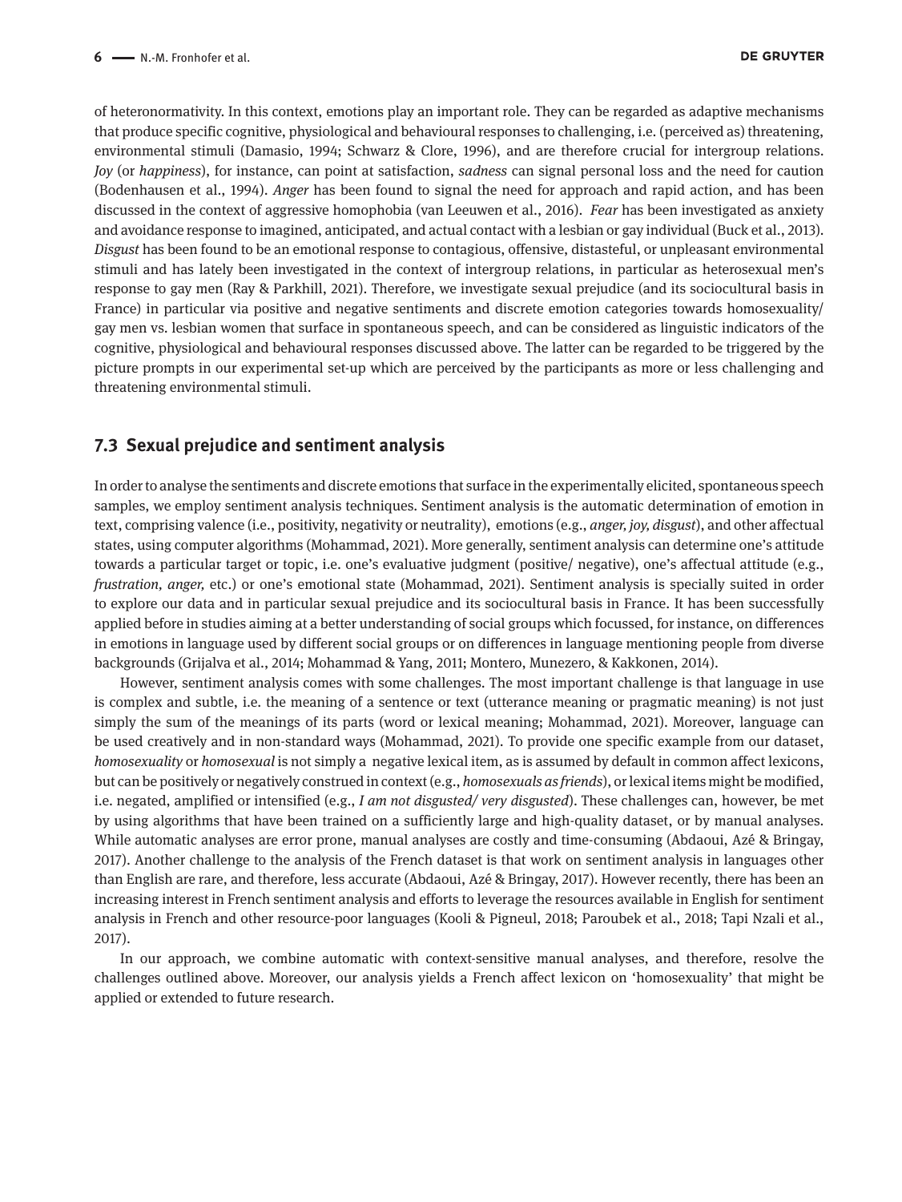of heteronormativity. In this context, emotions play an important role. They can be regarded as adaptive mechanisms that produce specific cognitive, physiological and behavioural responses to challenging, i.e. (perceived as) threatening, environmental stimuli (Damasio, 1994; Schwarz & Clore, 1996), and are therefore crucial for intergroup relations. *Joy* (or *happiness*), for instance, can point at satisfaction, *sadness* can signal personal loss and the need for caution (Bodenhausen et al., 1994). *Anger* has been found to signal the need for approach and rapid action, and has been discussed in the context of aggressive homophobia (van Leeuwen et al., 2016). *Fear* has been investigated as anxiety and avoidance response to imagined, anticipated, and actual contact with a lesbian or gay individual (Buck et al., 2013). *Disgust* has been found to be an emotional response to contagious, offensive, distasteful, or unpleasant environmental stimuli and has lately been investigated in the context of intergroup relations, in particular as heterosexual men's response to gay men (Ray & Parkhill, 2021). Therefore, we investigate sexual prejudice (and its sociocultural basis in France) in particular via positive and negative sentiments and discrete emotion categories towards homosexuality/ gay men vs. lesbian women that surface in spontaneous speech, and can be considered as linguistic indicators of the cognitive, physiological and behavioural responses discussed above. The latter can be regarded to be triggered by the picture prompts in our experimental set-up which are perceived by the participants as more or less challenging and threatening environmental stimuli.

### 7.3 Sexual prejudice and sentiment analysis

In order to analyse the sentiments and discrete emotions that surface in the experimentally elicited, spontaneous speech samples, we employ sentiment analysis techniques. Sentiment analysis is the automatic determination of emotion in text, comprising valence (i.e., positivity, negativity or neutrality), emotions (e.g., *anger, joy, disgust*), and other affectual states, using computer algorithms (Mohammad, 2021). More generally, sentiment analysis can determine one's attitude towards a particular target or topic, i.e. one's evaluative judgment (positive/ negative), one's affectual attitude (e.g., *frustration, anger,* etc.) or one's emotional state (Mohammad, 2021). Sentiment analysis is specially suited in order to explore our data and in particular sexual prejudice and its sociocultural basis in France. It has been successfully applied before in studies aiming at a better understanding of social groups which focussed, for instance, on differences in emotions in language used by different social groups or on differences in language mentioning people from diverse backgrounds (Grijalva et al., 2014; Mohammad & Yang, 2011; Montero, Munezero, & Kakkonen, 2014).

However, sentiment analysis comes with some challenges. The most important challenge is that language in use is complex and subtle, i.e. the meaning of a sentence or text (utterance meaning or pragmatic meaning) is not just simply the sum of the meanings of its parts (word or lexical meaning; Mohammad, 2021). Moreover, language can be used creatively and in non-standard ways (Mohammad, 2021). To provide one specific example from our dataset, *homosexuality* or *homosexual* is not simply a negative lexical item, as is assumed by default in common affect lexicons, but can be positively or negatively construed in context (e.g., *homosexuals as friends*), or lexical items might be modified, i.e. negated, amplified or intensified (e.g., *I am not disgusted/ very disgusted*). These challenges can, however, be met by using algorithms that have been trained on a sufficiently large and high-quality dataset, or by manual analyses. While automatic analyses are error prone, manual analyses are costly and time-consuming (Abdaoui, Azé & Bringay, 2017). Another challenge to the analysis of the French dataset is that work on sentiment analysis in languages other than English are rare, and therefore, less accurate (Abdaoui, Azé & Bringay, 2017). However recently, there has been an increasing interest in French sentiment analysis and efforts to leverage the resources available in English for sentiment analysis in French and other resource-poor languages (Kooli & Pigneul, 2018; Paroubek et al., 2018; Tapi Nzali et al., 2017).

In our approach, we combine automatic with context-sensitive manual analyses, and therefore, resolve the challenges outlined above. Moreover, our analysis yields a French affect lexicon on 'homosexuality' that might be applied or extended to future research.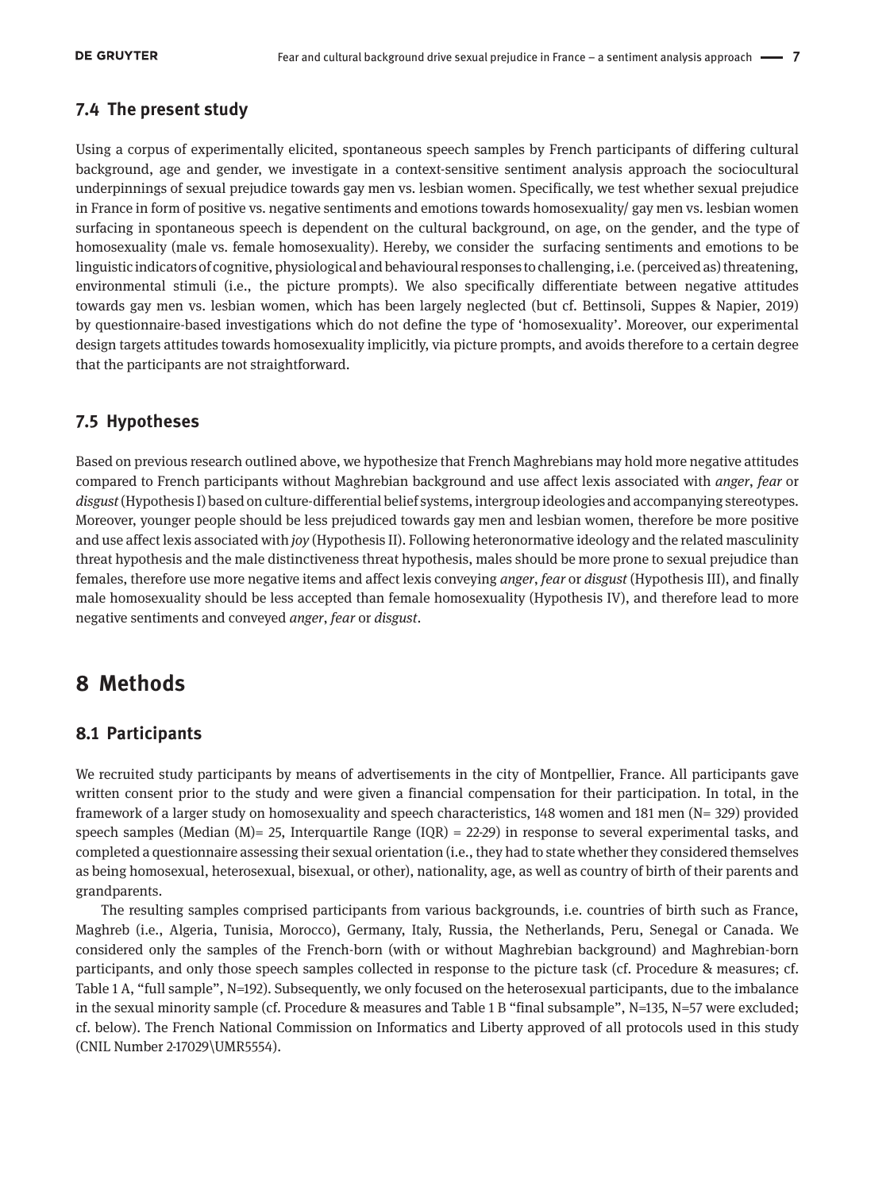### 7.4 The present study

Using a corpus of experimentally elicited, spontaneous speech samples by French participants of differing cultural background, age and gender, we investigate in a context-sensitive sentiment analysis approach the sociocultural underpinnings of sexual prejudice towards gay men vs. lesbian women. Specifically, we test whether sexual prejudice in France in form of positive vs. negative sentiments and emotions towards homosexuality/ gay men vs. lesbian women surfacing in spontaneous speech is dependent on the cultural background, on age, on the gender, and the type of homosexuality (male vs. female homosexuality). Hereby, we consider the surfacing sentiments and emotions to be linguistic indicators of cognitive, physiological and behavioural responses to challenging, i.e. (perceived as) threatening, environmental stimuli (i.e., the picture prompts). We also specifically differentiate between negative attitudes towards gay men vs. lesbian women, which has been largely neglected (but cf. Bettinsoli, Suppes & Napier, 2019) by questionnaire-based investigations which do not define the type of 'homosexuality'. Moreover, our experimental design targets attitudes towards homosexuality implicitly, via picture prompts, and avoids therefore to a certain degree that the participants are not straightforward.

### 7.5 Hypotheses

Based on previous research outlined above, we hypothesize that French Maghrebians may hold more negative attitudes compared to French participants without Maghrebian background and use affect lexis associated with *anger*, *fear* or *disgust* (Hypothesis I) based on culture-differential belief systems, intergroup ideologies and accompanying stereotypes. Moreover, younger people should be less prejudiced towards gay men and lesbian women, therefore be more positive and use affect lexis associated with *joy* (Hypothesis II). Following heteronormative ideology and the related masculinity threat hypothesis and the male distinctiveness threat hypothesis, males should be more prone to sexual prejudice than females, therefore use more negative items and affect lexis conveying *anger*, *fear* or *disgust* (Hypothesis III), and finally male homosexuality should be less accepted than female homosexuality (Hypothesis IV), and therefore lead to more negative sentiments and conveyed *anger*, *fear* or *disgust*.

## 8 Methods

### 8.1 Participants

We recruited study participants by means of advertisements in the city of Montpellier, France. All participants gave written consent prior to the study and were given a financial compensation for their participation. In total, in the framework of a larger study on homosexuality and speech characteristics, 148 women and 181 men (N= 329) provided speech samples (Median (M)= 25, Interquartile Range (IQR) = 22-29) in response to several experimental tasks, and completed a questionnaire assessing their sexual orientation (i.e., they had to state whether they considered themselves as being homosexual, heterosexual, bisexual, or other), nationality, age, as well as country of birth of their parents and grandparents.

The resulting samples comprised participants from various backgrounds, i.e. countries of birth such as France, Maghreb (i.e., Algeria, Tunisia, Morocco), Germany, Italy, Russia, the Netherlands, Peru, Senegal or Canada. We considered only the samples of the French-born (with or without Maghrebian background) and Maghrebian-born participants, and only those speech samples collected in response to the picture task (cf. Procedure & measures; cf. Table 1 A, "full sample", N=192). Subsequently, we only focused on the heterosexual participants, due to the imbalance in the sexual minority sample (cf. Procedure & measures and Table 1 B "final subsample", N=135, N=57 were excluded; cf. below). The French National Commission on Informatics and Liberty approved of all protocols used in this study (CNIL Number 2-17029\UMR5554).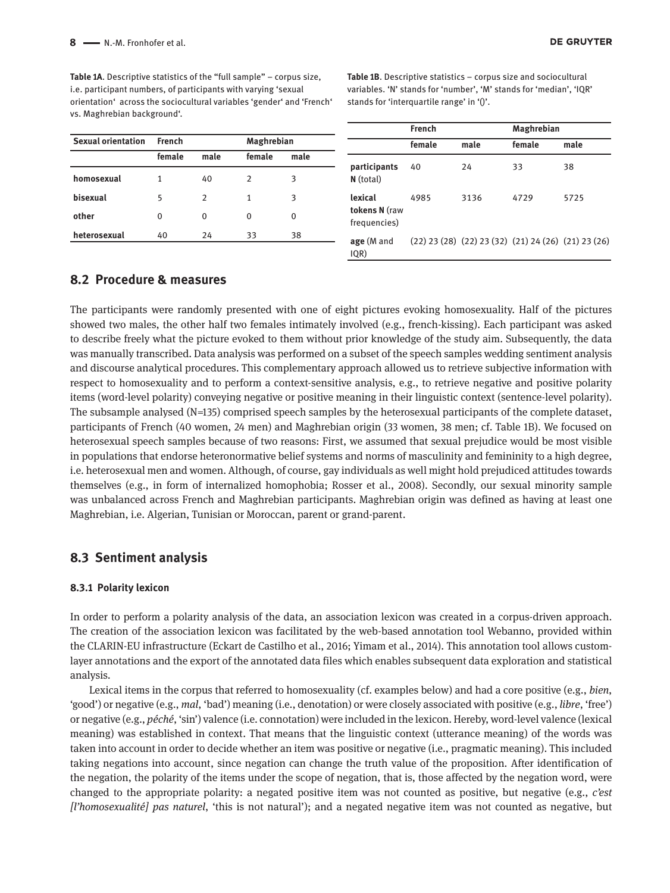**Table 1A**. Descriptive statistics of the "full sample" – corpus size, i.e. participant numbers, of participants with varying 'sexual orientation' across the sociocultural variables 'gender' and 'French' vs. Maghrebian background'.

| Sexual orientation | French | | Maghrebian | |
|---|---|---|---|---|
| | female | male | female | male |
| homosexual | 1 | 40 | 2 | 3 |
| bisexual | 5 | 2 | 1 | 3 |
| other | 0 | 0 | 0 | 0 |
| heterosexual | 40 | 24 | 33 | 38 |

**Table 1B**. Descriptive statistics – corpus size and sociocultural variables. 'N' stands for 'number', 'M' stands for 'median', 'IQR' stands for 'interquartile range' in '()'.

| | French | | Maghrebian | |
|---|---|---|---|---|
| | female | male | female | male |
| **participants N** (total) | 40 | 24 | 33 | 38 |
| **lexical tokens N** (raw frequencies) | 4985 | 3136 | 4729 | 5725 |
| **age** (M and IQR) | (22) 23 (28) | (22) 23 (32) | (21) 24 (26) | (21) 23 (26) |

## 8.2 Procedure & measures

The participants were randomly presented with one of eight pictures evoking homosexuality. Half of the pictures showed two males, the other half two females intimately involved (e.g., french-kissing). Each participant was asked to describe freely what the picture evoked to them without prior knowledge of the study aim. Subsequently, the data was manually transcribed. Data analysis was performed on a subset of the speech samples wedding sentiment analysis and discourse analytical procedures. This complementary approach allowed us to retrieve subjective information with respect to homosexuality and to perform a context-sensitive analysis, e.g., to retrieve negative and positive polarity items (word-level polarity) conveying negative or positive meaning in their linguistic context (sentence-level polarity). The subsample analysed (N=135) comprised speech samples by the heterosexual participants of the complete dataset, participants of French (40 women, 24 men) and Maghrebian origin (33 women, 38 men; cf. Table 1B). We focused on heterosexual speech samples because of two reasons: First, we assumed that sexual prejudice would be most visible in populations that endorse heteronormative belief systems and norms of masculinity and femininity to a high degree, i.e. heterosexual men and women. Although, of course, gay individuals as well might hold prejudiced attitudes towards themselves (e.g., in form of internalized homophobia; Rosser et al., 2008). Secondly, our sexual minority sample was unbalanced across French and Maghrebian participants. Maghrebian origin was defined as having at least one Maghrebian, i.e. Algerian, Tunisian or Moroccan, parent or grand-parent.

## 8.3 Sentiment analysis

### 8.3.1 Polarity lexicon

In order to perform a polarity analysis of the data, an association lexicon was created in a corpus-driven approach. The creation of the association lexicon was facilitated by the web-based annotation tool Webanno, provided within the CLARIN-EU infrastructure (Eckart de Castilho et al., 2016; Yimam et al., 2014). This annotation tool allows custom-layer annotations and the export of the annotated data files which enables subsequent data exploration and statistical analysis.

Lexical items in the corpus that referred to homosexuality (cf. examples below) and had a core positive (e.g., *bien*, 'good') or negative (e.g., *mal*, 'bad') meaning (i.e., denotation) or were closely associated with positive (e.g., *libre*, 'free') or negative (e.g., *péché*, 'sin') valence (i.e. connotation) were included in the lexicon. Hereby, word-level valence (lexical meaning) was established in context. That means that the linguistic context (utterance meaning) of the words was taken into account in order to decide whether an item was positive or negative (i.e., pragmatic meaning). This included taking negations into account, since negation can change the truth value of the proposition. After identification of the negation, the polarity of the items under the scope of negation, that is, those affected by the negation word, were changed to the appropriate polarity: a negated positive item was not counted as positive, but negative (e.g., *c'est [l'homosexualité] pas naturel*, 'this is not natural'); and a negated negative item was not counted as negative, but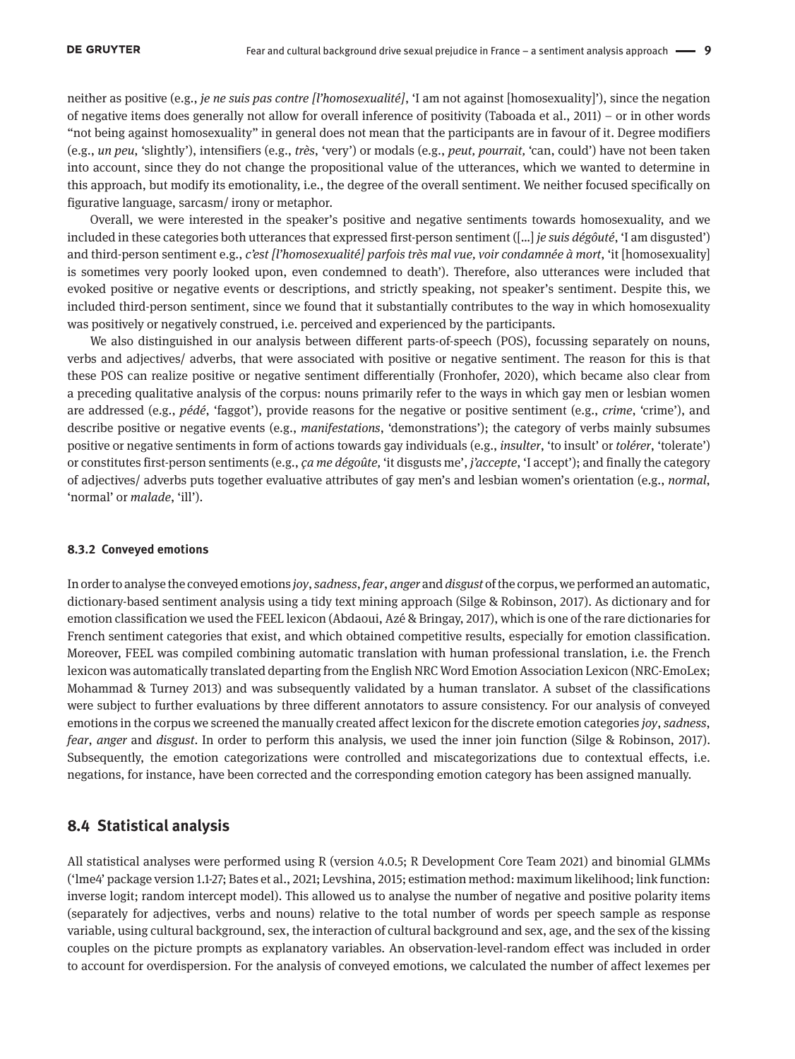neither as positive (e.g., *je ne suis pas contre [l'homosexualité]*, 'I am not against [homosexuality]'), since the negation of negative items does generally not allow for overall inference of positivity (Taboada et al., 2011) – or in other words "not being against homosexuality" in general does not mean that the participants are in favour of it. Degree modifiers (e.g., *un peu*, 'slightly'), intensifiers (e.g., *très*, 'very') or modals (e.g., *peut, pourrait*, 'can, could') have not been taken into account, since they do not change the propositional value of the utterances, which we wanted to determine in this approach, but modify its emotionality, i.e., the degree of the overall sentiment. We neither focused specifically on figurative language, sarcasm/ irony or metaphor.

Overall, we were interested in the speaker's positive and negative sentiments towards homosexuality, and we included in these categories both utterances that expressed first-person sentiment ([...] *je suis dégôuté*, 'I am disgusted') and third-person sentiment e.g., *c'est [l'homosexualité] parfois très mal vue, voir condamnée à mort*, 'it [homosexuality] is sometimes very poorly looked upon, even condemned to death'). Therefore, also utterances were included that evoked positive or negative events or descriptions, and strictly speaking, not speaker's sentiment. Despite this, we included third-person sentiment, since we found that it substantially contributes to the way in which homosexuality was positively or negatively construed, i.e. perceived and experienced by the participants.

We also distinguished in our analysis between different parts-of-speech (POS), focussing separately on nouns, verbs and adjectives/ adverbs, that were associated with positive or negative sentiment. The reason for this is that these POS can realize positive or negative sentiment differentially (Fronhofer, 2020), which became also clear from a preceding qualitative analysis of the corpus: nouns primarily refer to the ways in which gay men or lesbian women are addressed (e.g., *pédé*, 'faggot'), provide reasons for the negative or positive sentiment (e.g., *crime*, 'crime'), and describe positive or negative events (e.g., *manifestations*, 'demonstrations'); the category of verbs mainly subsumes positive or negative sentiments in form of actions towards gay individuals (e.g., *insulter*, 'to insult' or *tolérer*, 'tolerate') or constitutes first-person sentiments (e.g., *ça me dégoûte*, 'it disgusts me', *j'accepte*, 'I accept'); and finally the category of adjectives/ adverbs puts together evaluative attributes of gay men's and lesbian women's orientation (e.g., *normal*, 'normal' or *malade*, 'ill').

#### 8.3.2 Conveyed emotions

In order to analyse the conveyed emotions *joy*, *sadness*, *fear*, *anger* and *disgust* of the corpus, we performed an automatic, dictionary-based sentiment analysis using a tidy text mining approach (Silge & Robinson, 2017). As dictionary and for emotion classification we used the FEEL lexicon (Abdaoui, Azé & Bringay, 2017), which is one of the rare dictionaries for French sentiment categories that exist, and which obtained competitive results, especially for emotion classification. Moreover, FEEL was compiled combining automatic translation with human professional translation, i.e. the French lexicon was automatically translated departing from the English NRC Word Emotion Association Lexicon (NRC-EmoLex; Mohammad & Turney 2013) and was subsequently validated by a human translator. A subset of the classifications were subject to further evaluations by three different annotators to assure consistency. For our analysis of conveyed emotions in the corpus we screened the manually created affect lexicon for the discrete emotion categories *joy*, *sadness*, *fear*, *anger* and *disgust*. In order to perform this analysis, we used the inner join function (Silge & Robinson, 2017). Subsequently, the emotion categorizations were controlled and miscategorizations due to contextual effects, i.e. negations, for instance, have been corrected and the corresponding emotion category has been assigned manually.

### 8.4 Statistical analysis

All statistical analyses were performed using R (version 4.0.5; R Development Core Team 2021) and binomial GLMMs ('lme4' package version 1.1-27; Bates et al., 2021; Levshina, 2015; estimation method: maximum likelihood; link function: inverse logit; random intercept model). This allowed us to analyse the number of negative and positive polarity items (separately for adjectives, verbs and nouns) relative to the total number of words per speech sample as response variable, using cultural background, sex, the interaction of cultural background and sex, age, and the sex of the kissing couples on the picture prompts as explanatory variables. An observation-level-random effect was included in order to account for overdispersion. For the analysis of conveyed emotions, we calculated the number of affect lexemes per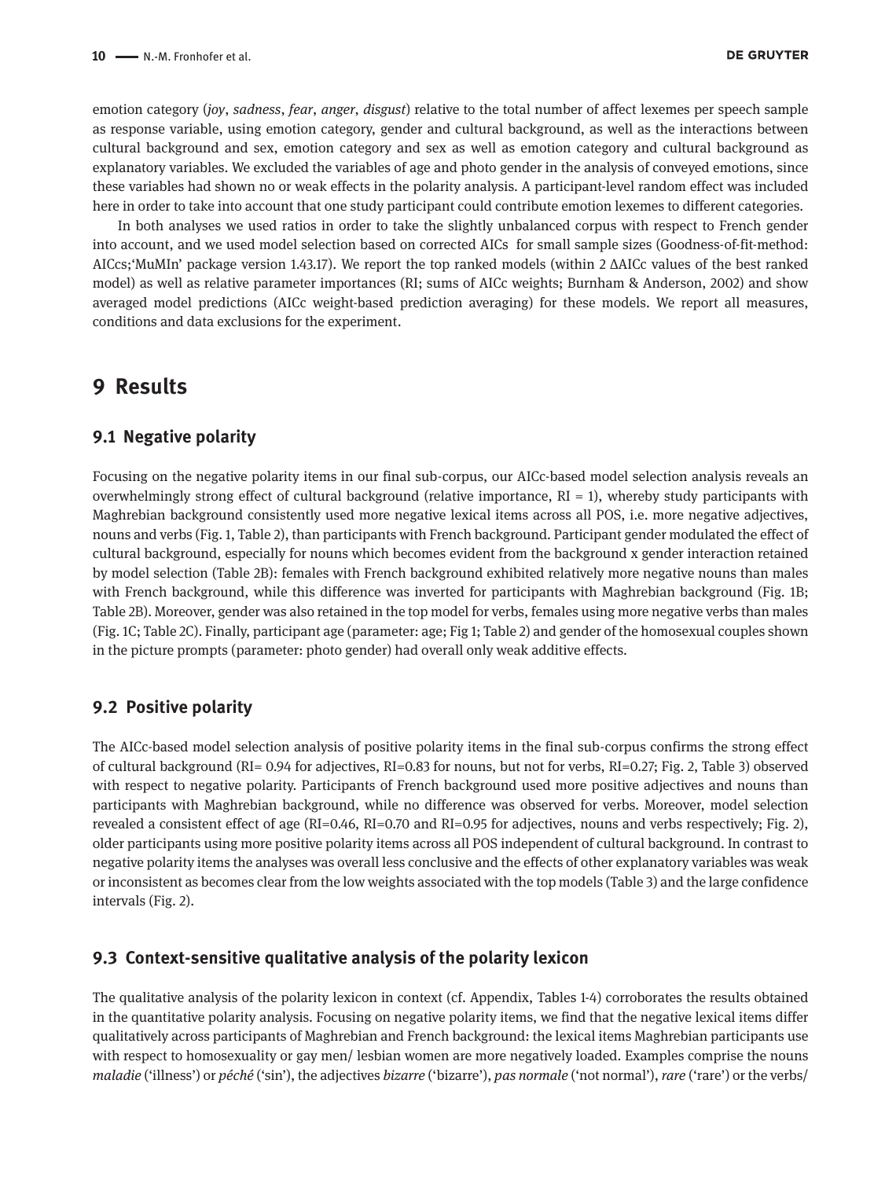emotion category (*joy*, *sadness*, *fear*, *anger*, *disgust*) relative to the total number of affect lexemes per speech sample as response variable, using emotion category, gender and cultural background, as well as the interactions between cultural background and sex, emotion category and sex as well as emotion category and cultural background as explanatory variables. We excluded the variables of age and photo gender in the analysis of conveyed emotions, since these variables had shown no or weak effects in the polarity analysis. A participant-level random effect was included here in order to take into account that one study participant could contribute emotion lexemes to different categories.

In both analyses we used ratios in order to take the slightly unbalanced corpus with respect to French gender into account, and we used model selection based on corrected AICs for small sample sizes (Goodness-of-fit-method: AICcs;'MuMIn' package version 1.43.17). We report the top ranked models (within 2 ΔAICc values of the best ranked model) as well as relative parameter importances (RI; sums of AICc weights; Burnham & Anderson, 2002) and show averaged model predictions (AICc weight-based prediction averaging) for these models. We report all measures, conditions and data exclusions for the experiment.

# 9 Results

## 9.1 Negative polarity

Focusing on the negative polarity items in our final sub-corpus, our AICc-based model selection analysis reveals an overwhelmingly strong effect of cultural background (relative importance, RI = 1), whereby study participants with Maghrebian background consistently used more negative lexical items across all POS, i.e. more negative adjectives, nouns and verbs (Fig. 1, Table 2), than participants with French background. Participant gender modulated the effect of cultural background, especially for nouns which becomes evident from the background x gender interaction retained by model selection (Table 2B): females with French background exhibited relatively more negative nouns than males with French background, while this difference was inverted for participants with Maghrebian background (Fig. 1B; Table 2B). Moreover, gender was also retained in the top model for verbs, females using more negative verbs than males (Fig. 1C; Table 2C). Finally, participant age (parameter: age; Fig 1; Table 2) and gender of the homosexual couples shown in the picture prompts (parameter: photo gender) had overall only weak additive effects.

## 9.2 Positive polarity

The AICc-based model selection analysis of positive polarity items in the final sub-corpus confirms the strong effect of cultural background (RI= 0.94 for adjectives, RI=0.83 for nouns, but not for verbs, RI=0.27; Fig. 2, Table 3) observed with respect to negative polarity. Participants of French background used more positive adjectives and nouns than participants with Maghrebian background, while no difference was observed for verbs. Moreover, model selection revealed a consistent effect of age (RI=0.46, RI=0.70 and RI=0.95 for adjectives, nouns and verbs respectively; Fig. 2), older participants using more positive polarity items across all POS independent of cultural background. In contrast to negative polarity items the analyses was overall less conclusive and the effects of other explanatory variables was weak or inconsistent as becomes clear from the low weights associated with the top models (Table 3) and the large confidence intervals (Fig. 2).

## 9.3 Context-sensitive qualitative analysis of the polarity lexicon

The qualitative analysis of the polarity lexicon in context (cf. Appendix, Tables 1-4) corroborates the results obtained in the quantitative polarity analysis. Focusing on negative polarity items, we find that the negative lexical items differ qualitatively across participants of Maghrebian and French background: the lexical items Maghrebian participants use with respect to homosexuality or gay men/ lesbian women are more negatively loaded. Examples comprise the nouns *maladie* ('illness') or *péché* ('sin'), the adjectives *bizarre* ('bizarre'), *pas normale* ('not normal'), *rare* ('rare') or the verbs/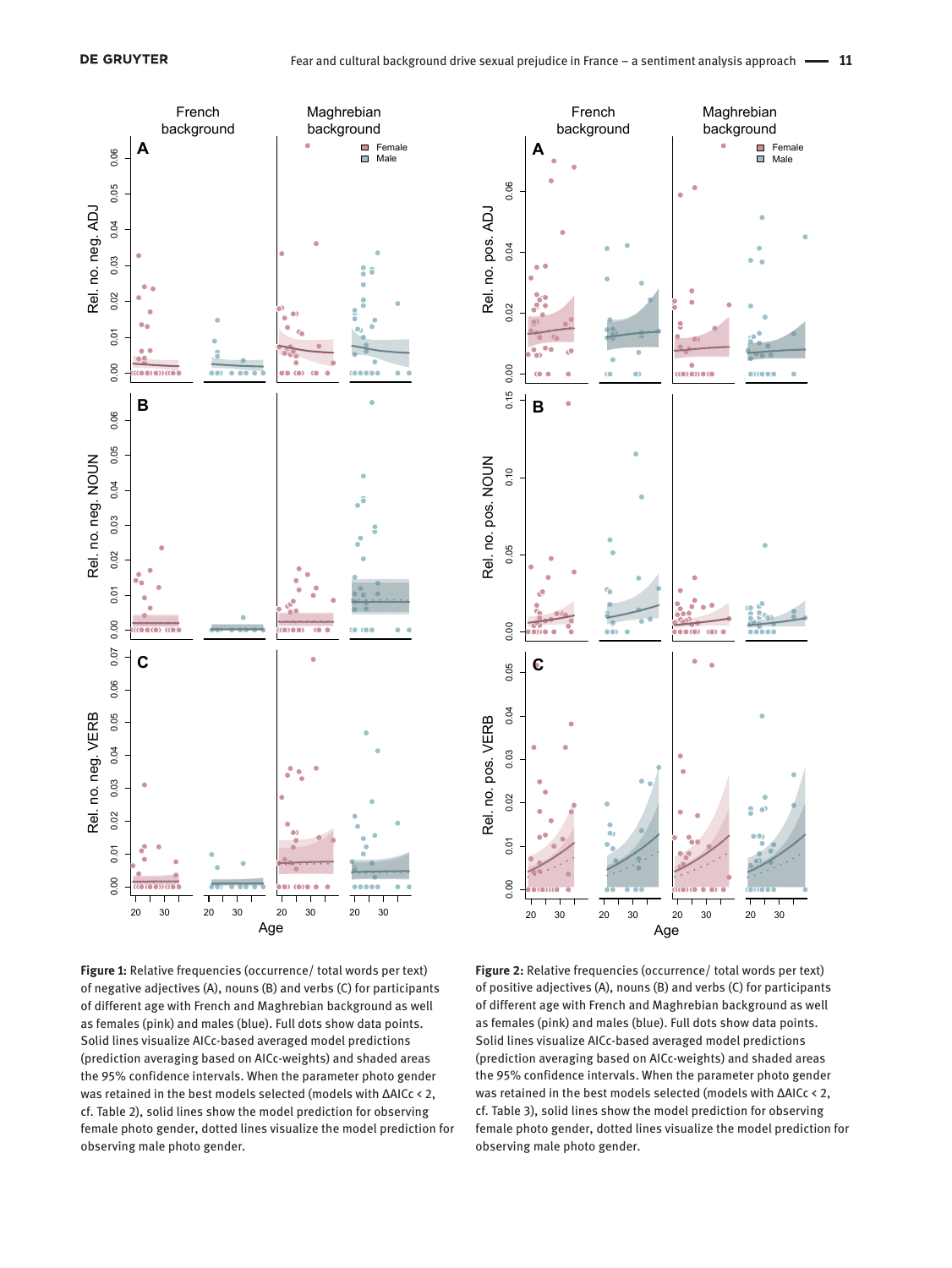**Figure 1:** Relative frequencies (occurrence/ total words per text) of negative adjectives (A), nouns (B) and verbs (C) for participants of different age with French and Maghrebian background as well as females (pink) and males (blue). Full dots show data points. Solid lines visualize AICc-based averaged model predictions (prediction averaging based on AICc-weights) and shaded areas the 95% confidence intervals. When the parameter photo gender was retained in the best models selected (models with ΔAICc < 2, cf. Table 2), solid lines show the model prediction for observing female photo gender, dotted lines visualize the model prediction for observing male photo gender.

**Figure 2:** Relative frequencies (occurrence/ total words per text) of positive adjectives (A), nouns (B) and verbs (C) for participants of different age with French and Maghrebian background as well as females (pink) and males (blue). Full dots show data points. Solid lines visualize AICc-based averaged model predictions (prediction averaging based on AICc-weights) and shaded areas the 95% confidence intervals. When the parameter photo gender was retained in the best models selected (models with ΔAICc < 2, cf. Table 3), solid lines show the model prediction for observing female photo gender, dotted lines visualize the model prediction for observing male photo gender.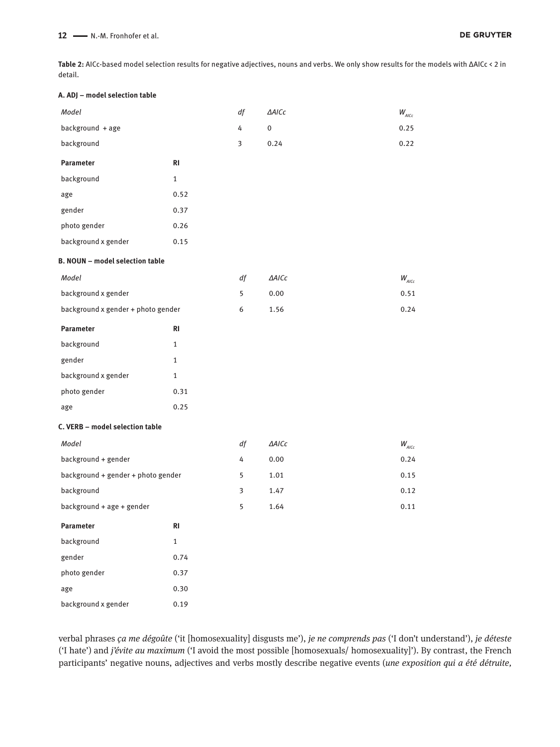**Table 2:** AICc-based model selection results for negative adjectives, nouns and verbs. We only show results for the models with ΔAICc < 2 in detail.

**A. ADJ – model selection table**

| *Model* | *df* | *ΔAICc* | $W_{AICc}$ |
|---|---|---|---|
| background + age | 4 | 0 | 0.25 |
| background | 3 | 0.24 | 0.22 |

| **Parameter** | **RI** |
|---|---|
| background | 1 |
| age | 0.52 |
| gender | 0.37 |
| photo gender | 0.26 |
| background x gender | 0.15 |

**B. NOUN – model selection table**

| *Model* | *df* | *ΔAICc* | $W_{AICc}$ |
|---|---|---|---|
| background x gender | 5 | 0.00 | 0.51 |
| background x gender + photo gender | 6 | 1.56 | 0.24 |

| **Parameter** | **RI** |
|---|---|
| background | 1 |
| gender | 1 |
| background x gender | 1 |
| photo gender | 0.31 |
| age | 0.25 |

**C. VERB – model selection table**

| *Model* | *df* | *ΔAICc* | $W_{AICc}$ |
|---|---|---|---|
| background + gender | 4 | 0.00 | 0.24 |
| background + gender + photo gender | 5 | 1.01 | 0.15 |
| background | 3 | 1.47 | 0.12 |
| background + age + gender | 5 | 1.64 | 0.11 |

| **Parameter** | **RI** |
|---|---|
| background | 1 |
| gender | 0.74 |
| photo gender | 0.37 |
| age | 0.30 |
| background x gender | 0.19 |

verbal phrases *ça me dégoûte* ('it [homosexuality] disgusts me'), *je ne comprends pas* ('I don't understand'), *je déteste* ('I hate') and *j'évite au maximum* ('I avoid the most possible [homosexuals/ homosexuality]'). By contrast, the French participants' negative nouns, adjectives and verbs mostly describe negative events (*une exposition qui a été détruite,*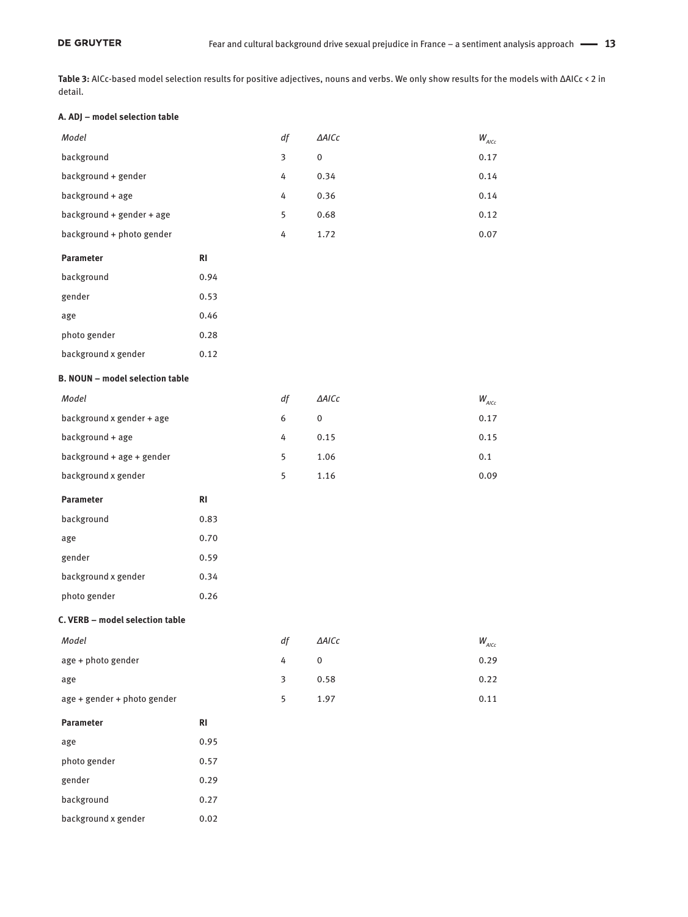**Table 3:** AICc-based model selection results for positive adjectives, nouns and verbs. We only show results for the models with ΔAICc < 2 in detail.

**A. ADJ – model selection table**

| *Model* | *df* | *ΔAICc* | $W_{AICc}$ |
|---|---|---|---|
| background | 3 | 0 | 0.17 |
| background + gender | 4 | 0.34 | 0.14 |
| background + age | 4 | 0.36 | 0.14 |
| background + gender + age | 5 | 0.68 | 0.12 |
| background + photo gender | 4 | 1.72 | 0.07 |

| **Parameter** | **RI** |
|---|---|
| background | 0.94 |
| gender | 0.53 |
| age | 0.46 |
| photo gender | 0.28 |
| background x gender | 0.12 |

**B. NOUN – model selection table**

| *Model* | *df* | *ΔAICc* | $W_{AICc}$ |
|---|---|---|---|
| background x gender + age | 6 | 0 | 0.17 |
| background + age | 4 | 0.15 | 0.15 |
| background + age + gender | 5 | 1.06 | 0.1 |
| background x gender | 5 | 1.16 | 0.09 |

| **Parameter** | **RI** |
|---|---|
| background | 0.83 |
| age | 0.70 |
| gender | 0.59 |
| background x gender | 0.34 |
| photo gender | 0.26 |

**C. VERB – model selection table**

| *Model* | *df* | *ΔAICc* | $W_{AICc}$ |
|---|---|---|---|
| age + photo gender | 4 | 0 | 0.29 |
| age | 3 | 0.58 | 0.22 |
| age + gender + photo gender | 5 | 1.97 | 0.11 |

| **Parameter** | **RI** |
|---|---|
| age | 0.95 |
| photo gender | 0.57 |
| gender | 0.29 |
| background | 0.27 |
| background x gender | 0.02 |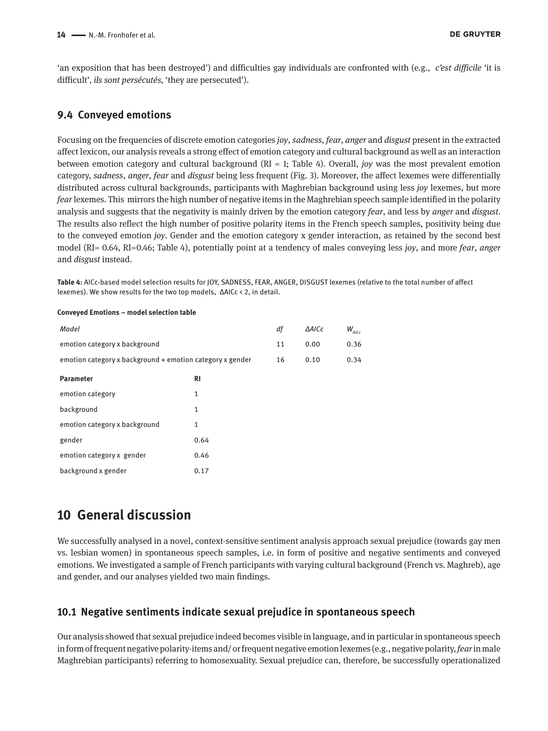'an exposition that has been destroyed') and difficulties gay individuals are confronted with (e.g., *c'est difficile* 'it is difficult', *ils sont persécutés,* 'they are persecuted').

### 9.4 Conveyed emotions

Focusing on the frequencies of discrete emotion categories *joy*, *sadness*, *fear*, *anger* and *disgust* present in the extracted affect lexicon, our analysis reveals a strong effect of emotion category and cultural background as well as an interaction between emotion category and cultural background (RI = 1; Table 4). Overall, *joy* was the most prevalent emotion category, *sadness*, *anger*, *fear* and *disgust* being less frequent (Fig. 3). Moreover, the affect lexemes were differentially distributed across cultural backgrounds, participants with Maghrebian background using less *joy* lexemes, but more *fear* lexemes. This mirrors the high number of negative items in the Maghrebian speech sample identified in the polarity analysis and suggests that the negativity is mainly driven by the emotion category *fear*, and less by *anger* and *disgust*. The results also reflect the high number of positive polarity items in the French speech samples, positivity being due to the conveyed emotion *joy*. Gender and the emotion category x gender interaction, as retained by the second best model (RI= 0.64, RI=0.46; Table 4), potentially point at a tendency of males conveying less *joy*, and more *fear*, *anger* and *disgust* instead.

**Table 4:** AICc-based model selection results for JOY, SADNESS, FEAR, ANGER, DISGUST lexemes (relative to the total number of affect lexemes). We show results for the two top models, ΔAICc < 2, in detail.

**Conveyed Emotions – model selection table**

| *Model* | *df* | *ΔAICc* | $W_{AICc}$ |
|---|---|---|---|
| emotion category x background | 11 | 0.00 | 0.36 |
| emotion category x background + emotion category x gender | 16 | 0.10 | 0.34 |

| **Parameter** | **RI** |
|---|---|
| emotion category | 1 |
| background | 1 |
| emotion category x background | 1 |
| gender | 0.64 |
| emotion category x gender | 0.46 |
| background x gender | 0.17 |

## 10 General discussion

We successfully analysed in a novel, context-sensitive sentiment analysis approach sexual prejudice (towards gay men vs. lesbian women) in spontaneous speech samples, i.e. in form of positive and negative sentiments and conveyed emotions. We investigated a sample of French participants with varying cultural background (French vs. Maghreb), age and gender, and our analyses yielded two main findings.

### 10.1 Negative sentiments indicate sexual prejudice in spontaneous speech

Our analysis showed that sexual prejudice indeed becomes visible in language, and in particular in spontaneous speech in form of frequent negative polarity-items and/ or frequent negative emotion lexemes (e.g., negative polarity, *fear* in male Maghrebian participants) referring to homosexuality. Sexual prejudice can, therefore, be successfully operationalized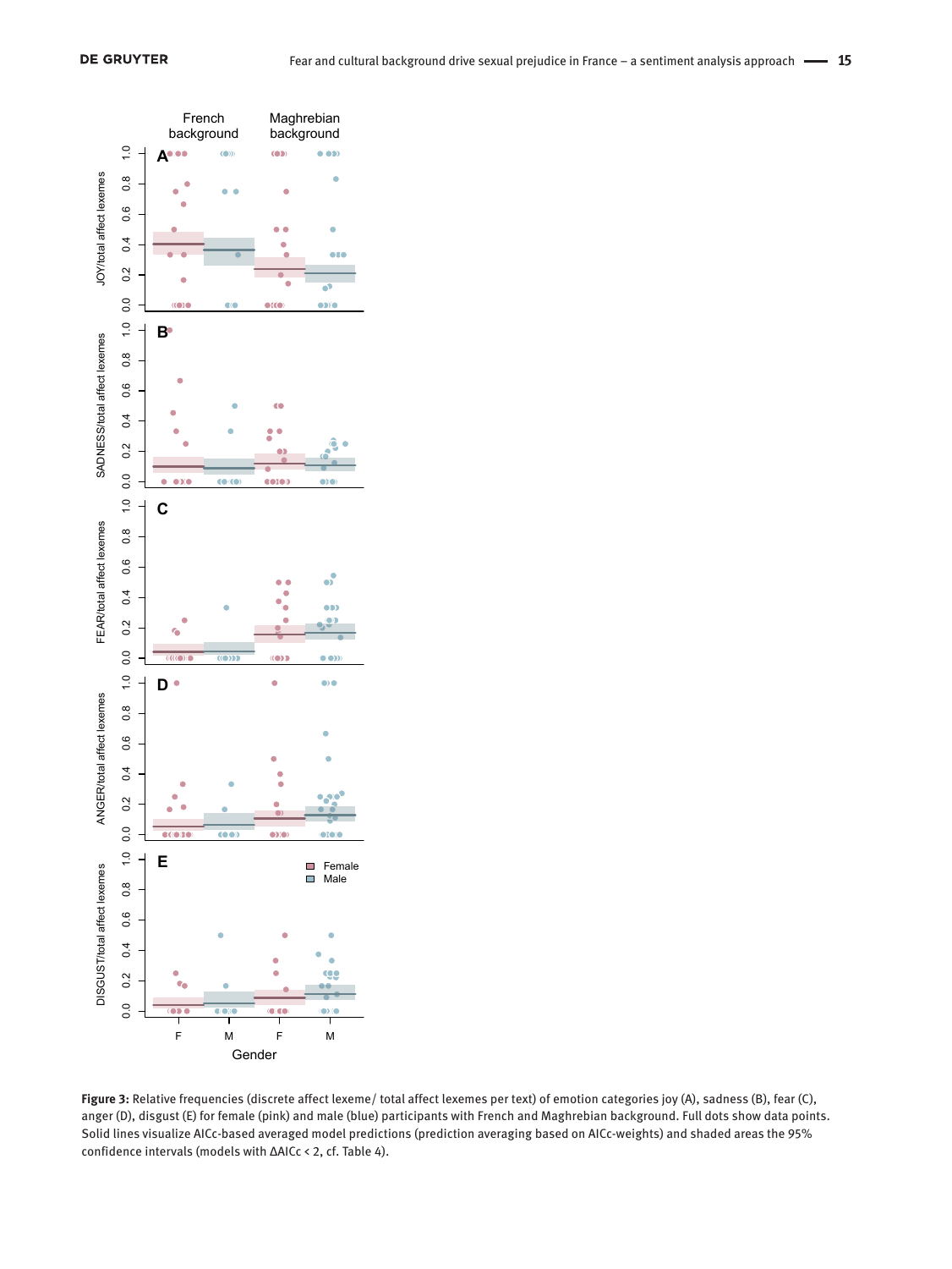**Figure 3:** Relative frequencies (discrete affect lexeme/ total affect lexemes per text) of emotion categories joy (A), sadness (B), fear (C), anger (D), disgust (E) for female (pink) and male (blue) participants with French and Maghrebian background. Full dots show data points. Solid lines visualize AICc-based averaged model predictions (prediction averaging based on AICc-weights) and shaded areas the 95% confidence intervals (models with ΔAICc < 2, cf. Table 4).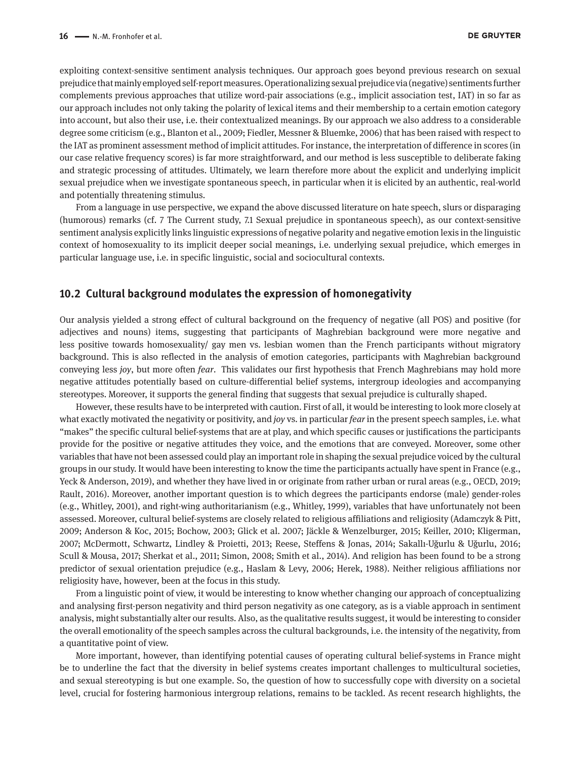exploiting context-sensitive sentiment analysis techniques. Our approach goes beyond previous research on sexual prejudice that mainly employed self-report measures. Operationalizing sexual prejudice via (negative) sentiments further complements previous approaches that utilize word-pair associations (e.g., implicit association test, IAT) in so far as our approach includes not only taking the polarity of lexical items and their membership to a certain emotion category into account, but also their use, i.e. their contextualized meanings. By our approach we also address to a considerable degree some criticism (e.g., Blanton et al., 2009; Fiedler, Messner & Bluemke, 2006) that has been raised with respect to the IAT as prominent assessment method of implicit attitudes. For instance, the interpretation of difference in scores (in our case relative frequency scores) is far more straightforward, and our method is less susceptible to deliberate faking and strategic processing of attitudes. Ultimately, we learn therefore more about the explicit and underlying implicit sexual prejudice when we investigate spontaneous speech, in particular when it is elicited by an authentic, real-world and potentially threatening stimulus.

From a language in use perspective, we expand the above discussed literature on hate speech, slurs or disparaging (humorous) remarks (cf. 7 The Current study, 7.1 Sexual prejudice in spontaneous speech), as our context-sensitive sentiment analysis explicitly links linguistic expressions of negative polarity and negative emotion lexis in the linguistic context of homosexuality to its implicit deeper social meanings, i.e. underlying sexual prejudice, which emerges in particular language use, i.e. in specific linguistic, social and sociocultural contexts.

## 10.2 Cultural background modulates the expression of homonegativity

Our analysis yielded a strong effect of cultural background on the frequency of negative (all POS) and positive (for adjectives and nouns) items, suggesting that participants of Maghrebian background were more negative and less positive towards homosexuality/ gay men vs. lesbian women than the French participants without migratory background. This is also reflected in the analysis of emotion categories, participants with Maghrebian background conveying less *joy*, but more often *fear*. This validates our first hypothesis that French Maghrebians may hold more negative attitudes potentially based on culture-differential belief systems, intergroup ideologies and accompanying stereotypes. Moreover, it supports the general finding that suggests that sexual prejudice is culturally shaped.

However, these results have to be interpreted with caution. First of all, it would be interesting to look more closely at what exactly motivated the negativity or positivity, and *joy* vs. in particular *fear* in the present speech samples, i.e. what "makes" the specific cultural belief-systems that are at play, and which specific causes or justifications the participants provide for the positive or negative attitudes they voice, and the emotions that are conveyed. Moreover, some other variables that have not been assessed could play an important role in shaping the sexual prejudice voiced by the cultural groups in our study. It would have been interesting to know the time the participants actually have spent in France (e.g., Yeck & Anderson, 2019), and whether they have lived in or originate from rather urban or rural areas (e.g., OECD, 2019; Rault, 2016). Moreover, another important question is to which degrees the participants endorse (male) gender-roles (e.g., Whitley, 2001), and right-wing authoritarianism (e.g., Whitley, 1999), variables that have unfortunately not been assessed. Moreover, cultural belief-systems are closely related to religious affiliations and religiosity (Adamczyk & Pitt, 2009; Anderson & Koc, 2015; Bochow, 2003; Glick et al. 2007; Jäckle & Wenzelburger, 2015; Keiller, 2010; Kligerman, 2007; McDermott, Schwartz, Lindley & Proietti, 2013; Reese, Steffens & Jonas, 2014; Sakallı-Uğurlu & Uğurlu, 2016; Scull & Mousa, 2017; Sherkat et al., 2011; Simon, 2008; Smith et al., 2014). And religion has been found to be a strong predictor of sexual orientation prejudice (e.g., Haslam & Levy, 2006; Herek, 1988). Neither religious affiliations nor religiosity have, however, been at the focus in this study.

From a linguistic point of view, it would be interesting to know whether changing our approach of conceptualizing and analysing first-person negativity and third person negativity as one category, as is a viable approach in sentiment analysis, might substantially alter our results. Also, as the qualitative results suggest, it would be interesting to consider the overall emotionality of the speech samples across the cultural backgrounds, i.e. the intensity of the negativity, from a quantitative point of view.

More important, however, than identifying potential causes of operating cultural belief-systems in France might be to underline the fact that the diversity in belief systems creates important challenges to multicultural societies, and sexual stereotyping is but one example. So, the question of how to successfully cope with diversity on a societal level, crucial for fostering harmonious intergroup relations, remains to be tackled. As recent research highlights, the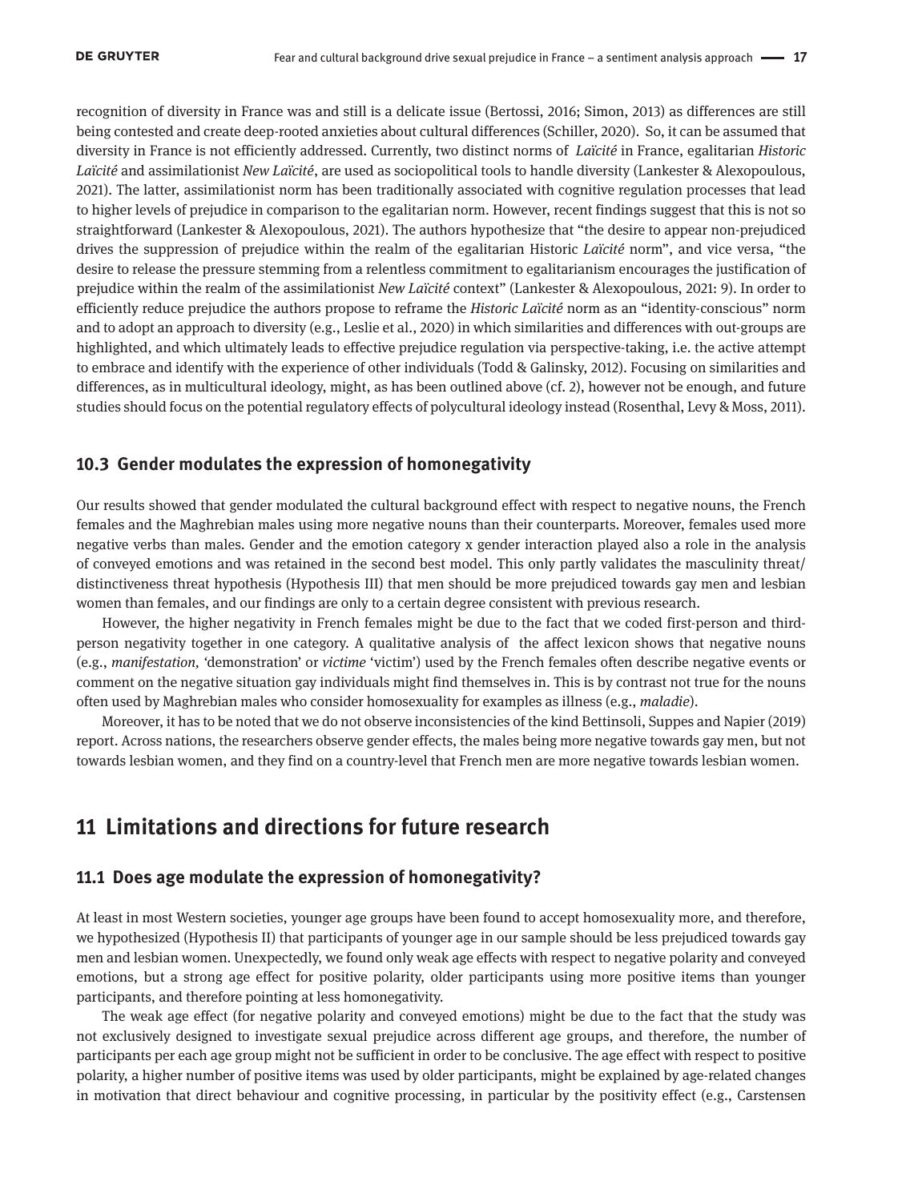recognition of diversity in France was and still is a delicate issue (Bertossi, 2016; Simon, 2013) as differences are still being contested and create deep-rooted anxieties about cultural differences (Schiller, 2020). So, it can be assumed that diversity in France is not efficiently addressed. Currently, two distinct norms of *Laïcité* in France, egalitarian *Historic Laïcité* and assimilationist *New Laïcité*, are used as sociopolitical tools to handle diversity (Lankester & Alexopoulous, 2021). The latter, assimilationist norm has been traditionally associated with cognitive regulation processes that lead to higher levels of prejudice in comparison to the egalitarian norm. However, recent findings suggest that this is not so straightforward (Lankester & Alexopoulous, 2021). The authors hypothesize that "the desire to appear non-prejudiced drives the suppression of prejudice within the realm of the egalitarian Historic *Laïcité* norm", and vice versa, "the desire to release the pressure stemming from a relentless commitment to egalitarianism encourages the justification of prejudice within the realm of the assimilationist *New Laïcité* context" (Lankester & Alexopoulous, 2021: 9). In order to efficiently reduce prejudice the authors propose to reframe the *Historic Laïcité* norm as an "identity-conscious" norm and to adopt an approach to diversity (e.g., Leslie et al., 2020) in which similarities and differences with out-groups are highlighted, and which ultimately leads to effective prejudice regulation via perspective-taking, i.e. the active attempt to embrace and identify with the experience of other individuals (Todd & Galinsky, 2012). Focusing on similarities and differences, as in multicultural ideology, might, as has been outlined above (cf. 2), however not be enough, and future studies should focus on the potential regulatory effects of polycultural ideology instead (Rosenthal, Levy & Moss, 2011).

### 10.3 Gender modulates the expression of homonegativity

Our results showed that gender modulated the cultural background effect with respect to negative nouns, the French females and the Maghrebian males using more negative nouns than their counterparts. Moreover, females used more negative verbs than males. Gender and the emotion category x gender interaction played also a role in the analysis of conveyed emotions and was retained in the second best model. This only partly validates the masculinity threat/distinctiveness threat hypothesis (Hypothesis III) that men should be more prejudiced towards gay men and lesbian women than females, and our findings are only to a certain degree consistent with previous research.

However, the higher negativity in French females might be due to the fact that we coded first-person and third-person negativity together in one category. A qualitative analysis of the affect lexicon shows that negative nouns (e.g., *manifestation*, 'demonstration' or *victime* 'victim') used by the French females often describe negative events or comment on the negative situation gay individuals might find themselves in. This is by contrast not true for the nouns often used by Maghrebian males who consider homosexuality for examples as illness (e.g., *maladie*).

Moreover, it has to be noted that we do not observe inconsistencies of the kind Bettinsoli, Suppes and Napier (2019) report. Across nations, the researchers observe gender effects, the males being more negative towards gay men, but not towards lesbian women, and they find on a country-level that French men are more negative towards lesbian women.

## 11 Limitations and directions for future research

### 11.1 Does age modulate the expression of homonegativity?

At least in most Western societies, younger age groups have been found to accept homosexuality more, and therefore, we hypothesized (Hypothesis II) that participants of younger age in our sample should be less prejudiced towards gay men and lesbian women. Unexpectedly, we found only weak age effects with respect to negative polarity and conveyed emotions, but a strong age effect for positive polarity, older participants using more positive items than younger participants, and therefore pointing at less homonegativity.

The weak age effect (for negative polarity and conveyed emotions) might be due to the fact that the study was not exclusively designed to investigate sexual prejudice across different age groups, and therefore, the number of participants per each age group might not be sufficient in order to be conclusive. The age effect with respect to positive polarity, a higher number of positive items was used by older participants, might be explained by age-related changes in motivation that direct behaviour and cognitive processing, in particular by the positivity effect (e.g., Carstensen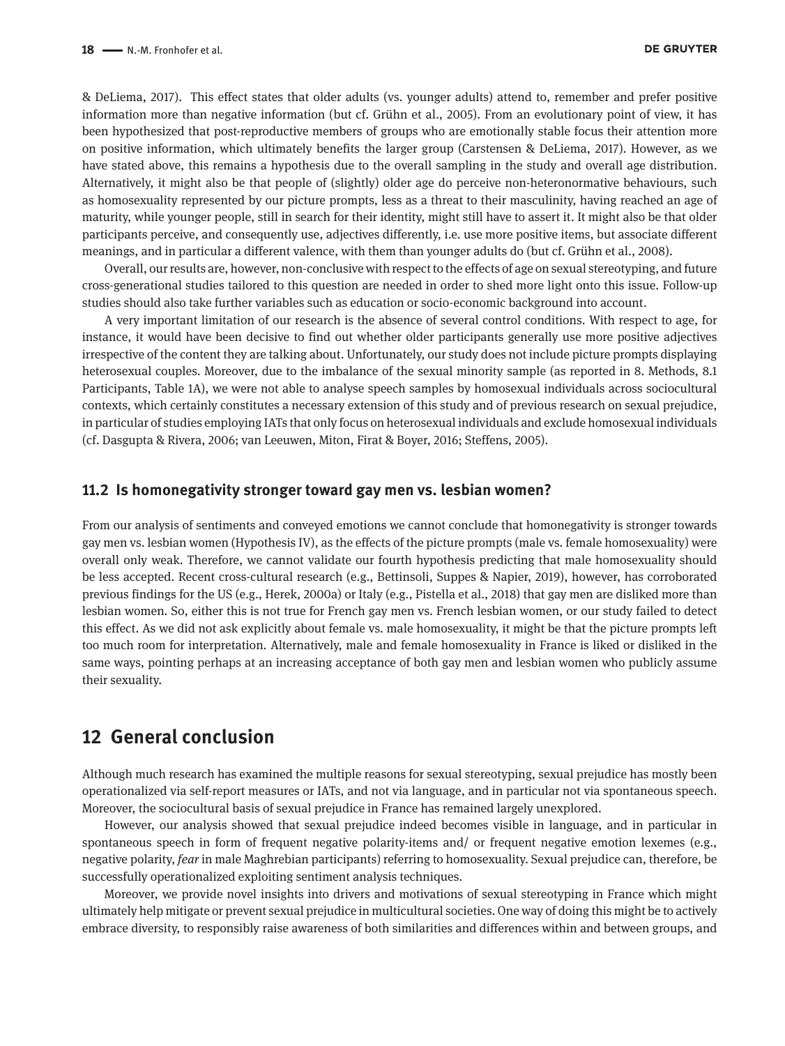& DeLiema, 2017). This effect states that older adults (vs. younger adults) attend to, remember and prefer positive information more than negative information (but cf. Grühn et al., 2005). From an evolutionary point of view, it has been hypothesized that post-reproductive members of groups who are emotionally stable focus their attention more on positive information, which ultimately benefits the larger group (Carstensen & DeLiema, 2017). However, as we have stated above, this remains a hypothesis due to the overall sampling in the study and overall age distribution. Alternatively, it might also be that people of (slightly) older age do perceive non-heteronormative behaviours, such as homosexuality represented by our picture prompts, less as a threat to their masculinity, having reached an age of maturity, while younger people, still in search for their identity, might still have to assert it. It might also be that older participants perceive, and consequently use, adjectives differently, i.e. use more positive items, but associate different meanings, and in particular a different valence, with them than younger adults do (but cf. Grühn et al., 2008).

Overall, our results are, however, non-conclusive with respect to the effects of age on sexual stereotyping, and future cross-generational studies tailored to this question are needed in order to shed more light onto this issue. Follow-up studies should also take further variables such as education or socio-economic background into account.

A very important limitation of our research is the absence of several control conditions. With respect to age, for instance, it would have been decisive to find out whether older participants generally use more positive adjectives irrespective of the content they are talking about. Unfortunately, our study does not include picture prompts displaying heterosexual couples. Moreover, due to the imbalance of the sexual minority sample (as reported in 8. Methods, 8.1 Participants, Table 1A), we were not able to analyse speech samples by homosexual individuals across sociocultural contexts, which certainly constitutes a necessary extension of this study and of previous research on sexual prejudice, in particular of studies employing IATs that only focus on heterosexual individuals and exclude homosexual individuals (cf. Dasgupta & Rivera, 2006; van Leeuwen, Miton, Firat & Boyer, 2016; Steffens, 2005).

### 11.2 Is homonegativity stronger toward gay men vs. lesbian women?

From our analysis of sentiments and conveyed emotions we cannot conclude that homonegativity is stronger towards gay men vs. lesbian women (Hypothesis IV), as the effects of the picture prompts (male vs. female homosexuality) were overall only weak. Therefore, we cannot validate our fourth hypothesis predicting that male homosexuality should be less accepted. Recent cross-cultural research (e.g., Bettinsoli, Suppes & Napier, 2019), however, has corroborated previous findings for the US (e.g., Herek, 2000a) or Italy (e.g., Pistella et al., 2018) that gay men are disliked more than lesbian women. So, either this is not true for French gay men vs. French lesbian women, or our study failed to detect this effect. As we did not ask explicitly about female vs. male homosexuality, it might be that the picture prompts left too much room for interpretation. Alternatively, male and female homosexuality in France is liked or disliked in the same ways, pointing perhaps at an increasing acceptance of both gay men and lesbian women who publicly assume their sexuality.

## 12 General conclusion

Although much research has examined the multiple reasons for sexual stereotyping, sexual prejudice has mostly been operationalized via self-report measures or IATs, and not via language, and in particular not via spontaneous speech. Moreover, the sociocultural basis of sexual prejudice in France has remained largely unexplored.

However, our analysis showed that sexual prejudice indeed becomes visible in language, and in particular in spontaneous speech in form of frequent negative polarity-items and/ or frequent negative emotion lexemes (e.g., negative polarity, *fear* in male Maghrebian participants) referring to homosexuality. Sexual prejudice can, therefore, be successfully operationalized exploiting sentiment analysis techniques.

Moreover, we provide novel insights into drivers and motivations of sexual stereotyping in France which might ultimately help mitigate or prevent sexual prejudice in multicultural societies. One way of doing this might be to actively embrace diversity, to responsibly raise awareness of both similarities and differences within and between groups, and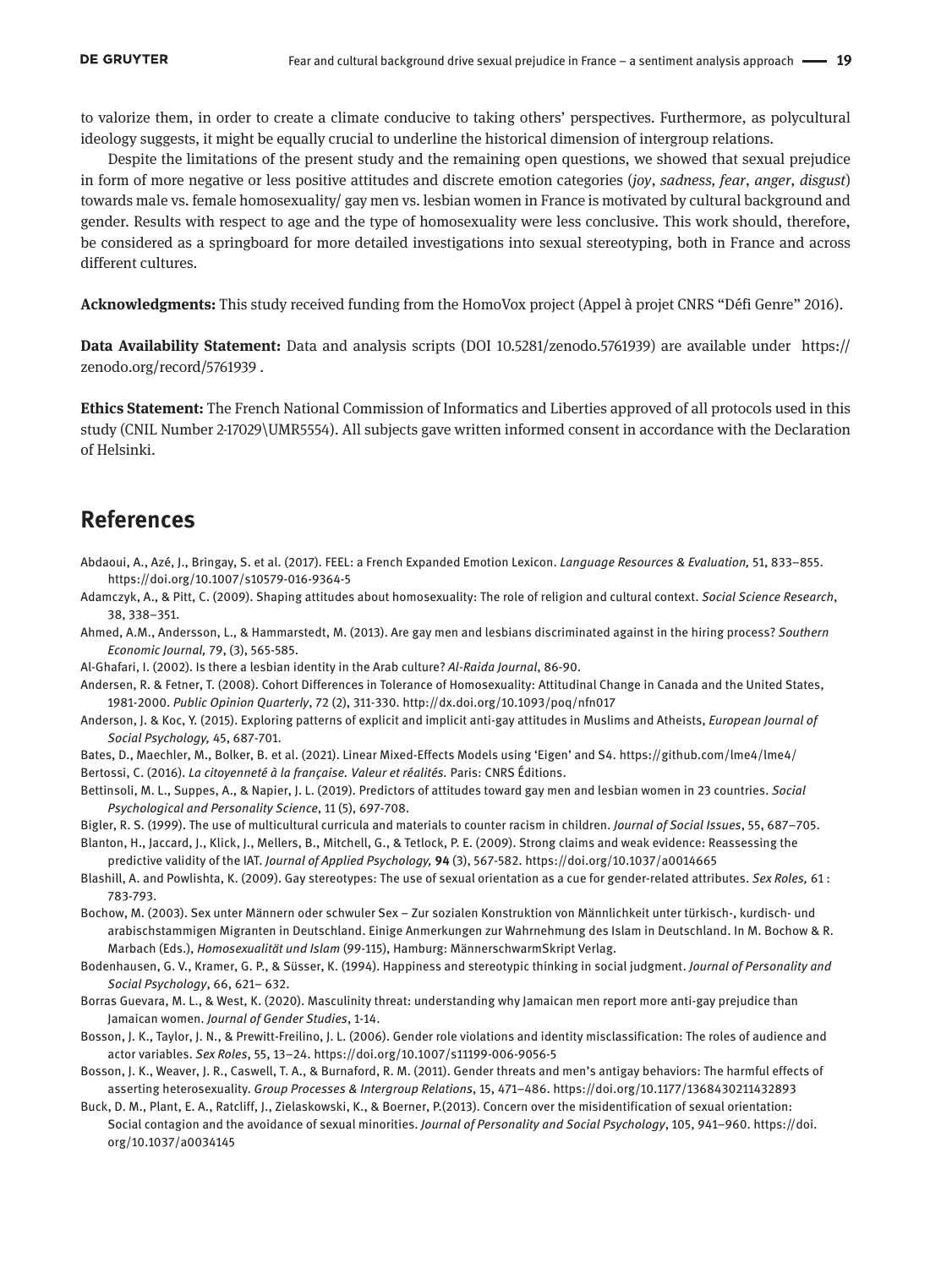to valorize them, in order to create a climate conducive to taking others' perspectives. Furthermore, as polycultural ideology suggests, it might be equally crucial to underline the historical dimension of intergroup relations.

Despite the limitations of the present study and the remaining open questions, we showed that sexual prejudice in form of more negative or less positive attitudes and discrete emotion categories (*joy*, *sadness, fear*, *anger*, *disgust*) towards male vs. female homosexuality/ gay men vs. lesbian women in France is motivated by cultural background and gender. Results with respect to age and the type of homosexuality were less conclusive. This work should, therefore, be considered as a springboard for more detailed investigations into sexual stereotyping, both in France and across different cultures.

**Acknowledgments:** This study received funding from the HomoVox project (Appel à projet CNRS "Défi Genre" 2016).

**Data Availability Statement:** Data and analysis scripts (DOI 10.5281/zenodo.5761939) are available under https://zenodo.org/record/5761939 .

**Ethics Statement:** The French National Commission of Informatics and Liberties approved of all protocols used in this study (CNIL Number 2-17029\UMR5554). All subjects gave written informed consent in accordance with the Declaration of Helsinki.

## References

Abdaoui, A., Azé, J., Bringay, S. et al. (2017). FEEL: a French Expanded Emotion Lexicon. *Language Resources & Evaluation,* 51, 833–855. https://doi.org/10.1007/s10579-016-9364-5

Adamczyk, A., & Pitt, C. (2009). Shaping attitudes about homosexuality: The role of religion and cultural context. *Social Science Research*, 38, 338–351.

Ahmed, A.M., Andersson, L., & Hammarstedt, M. (2013). Are gay men and lesbians discriminated against in the hiring process? *Southern Economic Journal,* 79, (3), 565-585.

Al-Ghafari, I. (2002). Is there a lesbian identity in the Arab culture? *Al-Raida Journal*, 86-90.

Andersen, R. & Fetner, T. (2008). Cohort Differences in Tolerance of Homosexuality: Attitudinal Change in Canada and the United States, 1981-2000. *Public Opinion Quarterly*, 72 (2), 311-330. http://dx.doi.org/10.1093/poq/nfn017

Anderson, J. & Koc, Y. (2015). Exploring patterns of explicit and implicit anti-gay attitudes in Muslims and Atheists, *European Journal of Social Psychology,* 45, 687-701.

Bates, D., Maechler, M., Bolker, B. et al. (2021). Linear Mixed-Effects Models using 'Eigen' and S4. https://github.com/lme4/lme4/

Bertossi, C. (2016). *La citoyenneté à la française. Valeur et réalités.* Paris: CNRS Éditions.

Bettinsoli, M. L., Suppes, A., & Napier, J. L. (2019). Predictors of attitudes toward gay men and lesbian women in 23 countries. *Social Psychological and Personality Science*, 11 (5), 697-708.

Bigler, R. S. (1999). The use of multicultural curricula and materials to counter racism in children. *Journal of Social Issues*, 55, 687–705.

Blanton, H., Jaccard, J., Klick, J., Mellers, B., Mitchell, G., & Tetlock, P. E. (2009). Strong claims and weak evidence: Reassessing the predictive validity of the IAT. *Journal of Applied Psychology,* **94** (3), 567-582. https://doi.org/10.1037/a0014665

Blashill, A. and Powlishta, K. (2009). Gay stereotypes: The use of sexual orientation as a cue for gender-related attributes. *Sex Roles,* 61 : 783-793.

Bochow, M. (2003). Sex unter Männern oder schwuler Sex – Zur sozialen Konstruktion von Männlichkeit unter türkisch-, kurdisch- und arabischstammigen Migranten in Deutschland. Einige Anmerkungen zur Wahrnehmung des Islam in Deutschland. In M. Bochow & R. Marbach (Eds.), *Homosexualität und Islam* (99-115), Hamburg: MännerschwarmSkript Verlag.

Bodenhausen, G. V., Kramer, G. P., & Süsser, K. (1994). Happiness and stereotypic thinking in social judgment. *Journal of Personality and Social Psychology*, 66, 621– 632.

Borras Guevara, M. L., & West, K. (2020). Masculinity threat: understanding why Jamaican men report more anti-gay prejudice than Jamaican women. *Journal of Gender Studies*, 1-14.

Bosson, J. K., Taylor, J. N., & Prewitt-Freilino, J. L. (2006). Gender role violations and identity misclassification: The roles of audience and actor variables. *Sex Roles*, 55, 13–24. https://doi.org/10.1007/s11199-006-9056-5

Bosson, J. K., Weaver, J. R., Caswell, T. A., & Burnaford, R. M. (2011). Gender threats and men's antigay behaviors: The harmful effects of asserting heterosexuality. *Group Processes & Intergroup Relations*, 15, 471–486. https://doi.org/10.1177/1368430211432893

Buck, D. M., Plant, E. A., Ratcliff, J., Zielaskowski, K., & Boerner, P.(2013). Concern over the misidentification of sexual orientation: Social contagion and the avoidance of sexual minorities. *Journal of Personality and Social Psychology*, 105, 941–960. https://doi.org/10.1037/a0034145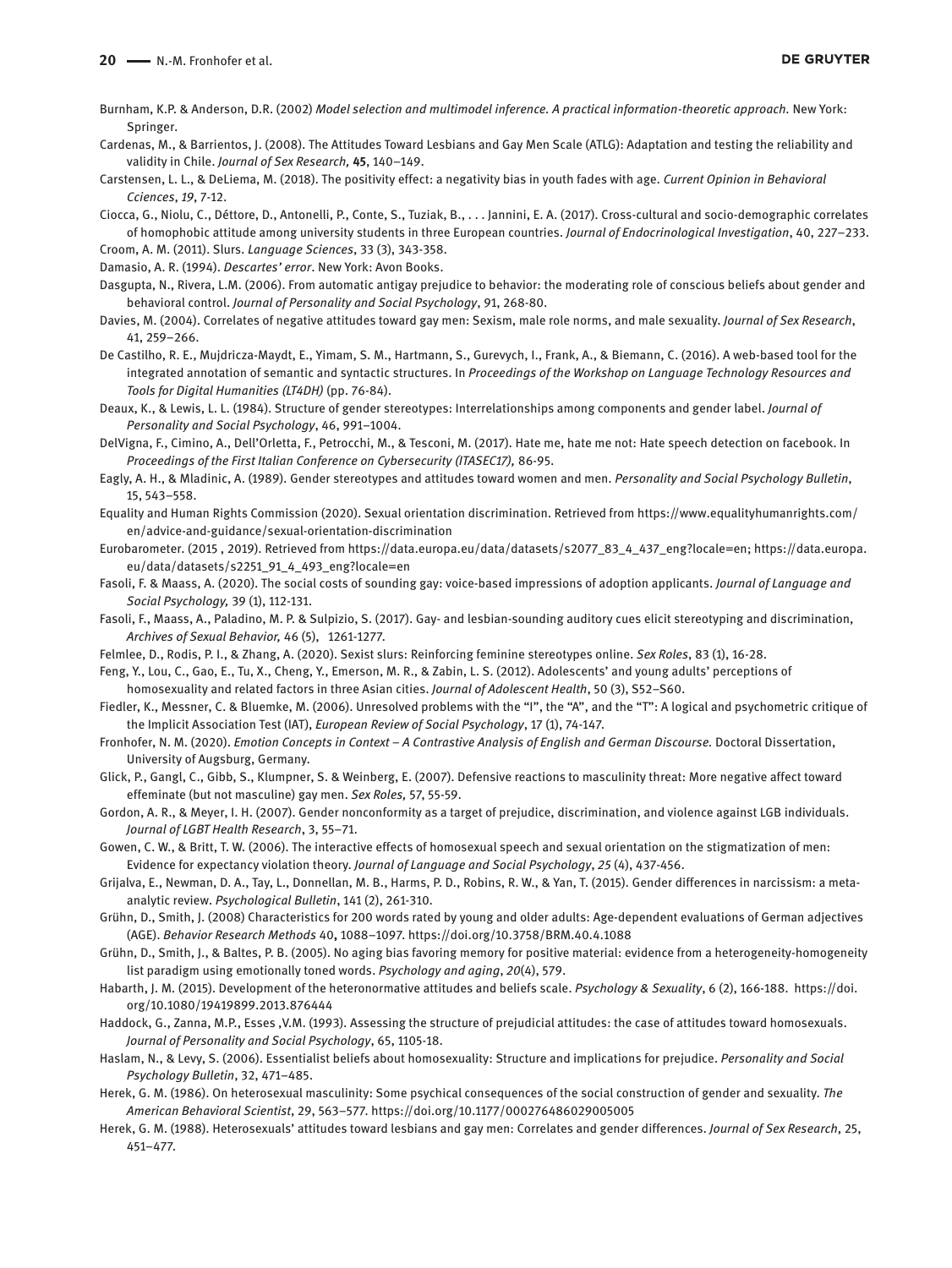Burnham, K.P. & Anderson, D.R. (2002) *Model selection and multimodel inference. A practical information-theoretic approach.* New York: Springer.

Cardenas, M., & Barrientos, J. (2008). The Attitudes Toward Lesbians and Gay Men Scale (ATLG): Adaptation and testing the reliability and validity in Chile. *Journal of Sex Research,* **45**, 140–149.

Carstensen, L. L., & DeLiema, M. (2018). The positivity effect: a negativity bias in youth fades with age. *Current Opinion in Behavioral Cciences*, *19*, 7-12.

Ciocca, G., Niolu, C., Déttore, D., Antonelli, P., Conte, S., Tuziak, B., . . . Jannini, E. A. (2017). Cross-cultural and socio-demographic correlates of homophobic attitude among university students in three European countries. *Journal of Endocrinological Investigation*, 40, 227–233.

Croom, A. M. (2011). Slurs. *Language Sciences*, 33 (3), 343-358.

Damasio, A. R. (1994). *Descartes' error*. New York: Avon Books.

Dasgupta, N., Rivera, L.M. (2006). From automatic antigay prejudice to behavior: the moderating role of conscious beliefs about gender and behavioral control. *Journal of Personality and Social Psychology*, 91, 268-80.

Davies, M. (2004). Correlates of negative attitudes toward gay men: Sexism, male role norms, and male sexuality. *Journal of Sex Research*, 41, 259–266.

De Castilho, R. E., Mujdricza-Maydt, E., Yimam, S. M., Hartmann, S., Gurevych, I., Frank, A., & Biemann, C. (2016). A web-based tool for the integrated annotation of semantic and syntactic structures. In *Proceedings of the Workshop on Language Technology Resources and Tools for Digital Humanities (LT4DH)* (pp. 76-84).

Deaux, K., & Lewis, L. L. (1984). Structure of gender stereotypes: Interrelationships among components and gender label. *Journal of Personality and Social Psychology*, 46, 991–1004.

DelVigna, F., Cimino, A., Dell'Orletta, F., Petrocchi, M., & Tesconi, M. (2017). Hate me, hate me not: Hate speech detection on facebook. In *Proceedings of the First Italian Conference on Cybersecurity (ITASEC17),* 86-95.

Eagly, A. H., & Mladinic, A. (1989). Gender stereotypes and attitudes toward women and men. *Personality and Social Psychology Bulletin*, 15, 543–558.

Equality and Human Rights Commission (2020). Sexual orientation discrimination. Retrieved from https://www.equalityhumanrights.com/en/advice-and-guidance/sexual-orientation-discrimination

Eurobarometer. (2015 , 2019). Retrieved from https://data.europa.eu/data/datasets/s2077_83_4_437_eng?locale=en; https://data.europa.eu/data/datasets/s2251_91_4_493_eng?locale=en

Fasoli, F. & Maass, A. (2020). The social costs of sounding gay: voice-based impressions of adoption applicants. *Journal of Language and Social Psychology,* 39 (1), 112-131.

Fasoli, F., Maass, A., Paladino, M. P. & Sulpizio, S. (2017). Gay- and lesbian-sounding auditory cues elicit stereotyping and discrimination, *Archives of Sexual Behavior,* 46 (5), 1261-1277.

Felmlee, D., Rodis, P. I., & Zhang, A. (2020). Sexist slurs: Reinforcing feminine stereotypes online. *Sex Roles*, 83 (1), 16-28.

Feng, Y., Lou, C., Gao, E., Tu, X., Cheng, Y., Emerson, M. R., & Zabin, L. S. (2012). Adolescents' and young adults' perceptions of homosexuality and related factors in three Asian cities. *Journal of Adolescent Health*, 50 (3), S52–S60.

Fiedler, K., Messner, C. & Bluemke, M. (2006). Unresolved problems with the "I", the "A", and the "T": A logical and psychometric critique of the Implicit Association Test (IAT), *European Review of Social Psychology*, 17 (1), 74-147.

Fronhofer, N. M. (2020). *Emotion Concepts in Context – A Contrastive Analysis of English and German Discourse.* Doctoral Dissertation, University of Augsburg, Germany.

Glick, P., Gangl, C., Gibb, S., Klumpner, S. & Weinberg, E. (2007). Defensive reactions to masculinity threat: More negative affect toward effeminate (but not masculine) gay men. *Sex Roles,* 57, 55-59.

Gordon, A. R., & Meyer, I. H. (2007). Gender nonconformity as a target of prejudice, discrimination, and violence against LGB individuals. *Journal of LGBT Health Research*, 3, 55–71.

Gowen, C. W., & Britt, T. W. (2006). The interactive effects of homosexual speech and sexual orientation on the stigmatization of men: Evidence for expectancy violation theory. *Journal of Language and Social Psychology*, *25* (4), 437-456.

Grijalva, E., Newman, D. A., Tay, L., Donnellan, M. B., Harms, P. D., Robins, R. W., & Yan, T. (2015). Gender differences in narcissism: a meta-analytic review. *Psychological Bulletin*, 141 (2), 261-310.

Grühn, D., Smith, J. (2008) Characteristics for 200 words rated by young and older adults: Age-dependent evaluations of German adjectives (AGE). *Behavior Research Methods* 40**,** 1088–1097. https://doi.org/10.3758/BRM.40.4.1088

Grühn, D., Smith, J., & Baltes, P. B. (2005). No aging bias favoring memory for positive material: evidence from a heterogeneity-homogeneity list paradigm using emotionally toned words. *Psychology and aging*, *20*(4), 579.

Habarth, J. M. (2015). Development of the heteronormative attitudes and beliefs scale. *Psychology & Sexuality*, 6 (2), 166-188. https://doi.org/10.1080/19419899.2013.876444

Haddock, G., Zanna, M.P., Esses ,V.M. (1993). Assessing the structure of prejudicial attitudes: the case of attitudes toward homosexuals. *Journal of Personality and Social Psychology*, 65, 1105-18.

Haslam, N., & Levy, S. (2006). Essentialist beliefs about homosexuality: Structure and implications for prejudice. *Personality and Social Psychology Bulletin*, 32, 471–485.

Herek, G. M. (1986). On heterosexual masculinity: Some psychical consequences of the social construction of gender and sexuality. *The American Behavioral Scientist*, 29, 563–577. https://doi.org/10.1177/000276486029005005

Herek, G. M. (1988). Heterosexuals' attitudes toward lesbians and gay men: Correlates and gender differences. *Journal of Sex Research*, 25, 451–477.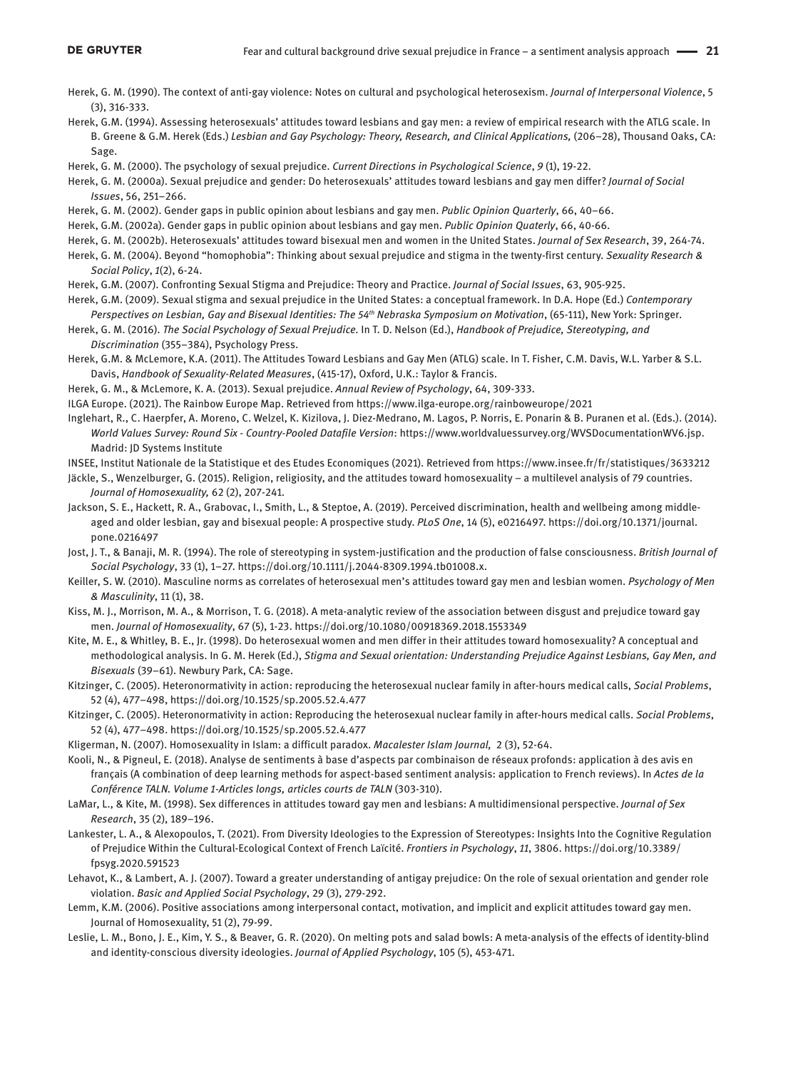Herek, G. M. (1990). The context of anti-gay violence: Notes on cultural and psychological heterosexism. *Journal of Interpersonal Violence*, 5 (3), 316-333.

Herek, G.M. (1994). Assessing heterosexuals' attitudes toward lesbians and gay men: a review of empirical research with the ATLG scale. In B. Greene & G.M. Herek (Eds.) *Lesbian and Gay Psychology: Theory, Research, and Clinical Applications,* (206–28), Thousand Oaks, CA: Sage.

Herek, G. M. (2000). The psychology of sexual prejudice. *Current Directions in Psychological Science*, *9* (1), 19-22.

Herek, G. M. (2000a). Sexual prejudice and gender: Do heterosexuals' attitudes toward lesbians and gay men differ? *Journal of Social Issues*, 56, 251–266.

Herek, G. M. (2002). Gender gaps in public opinion about lesbians and gay men. *Public Opinion Quarterly*, 66, 40–66.

Herek, G.M. (2002a). Gender gaps in public opinion about lesbians and gay men. *Public Opinion Quaterly*, 66, 40-66.

Herek, G. M. (2002b). Heterosexuals' attitudes toward bisexual men and women in the United States. *Journal of Sex Research*, 39, 264-74.

Herek, G. M. (2004). Beyond "homophobia": Thinking about sexual prejudice and stigma in the twenty-first century. *Sexuality Research & Social Policy*, *1*(2), 6-24.

Herek, G.M. (2007). Confronting Sexual Stigma and Prejudice: Theory and Practice. *Journal of Social Issues*, 63, 905-925.

Herek, G.M. (2009). Sexual stigma and sexual prejudice in the United States: a conceptual framework. In D.A. Hope (Ed.) *Contemporary Perspectives on Lesbian, Gay and Bisexual Identities: The 54th Nebraska Symposium on Motivation*, (65-111), New York: Springer.

Herek, G. M. (2016). *The Social Psychology of Sexual Prejudice*. In T. D. Nelson (Ed.), *Handbook of Prejudice, Stereotyping, and Discrimination* (355–384), Psychology Press.

Herek, G.M. & McLemore, K.A. (2011). The Attitudes Toward Lesbians and Gay Men (ATLG) scale. In T. Fisher, C.M. Davis, W.L. Yarber & S.L. Davis, *Handbook of Sexuality-Related Measures*, (415-17), Oxford, U.K.: Taylor & Francis.

Herek, G. M., & McLemore, K. A. (2013). Sexual prejudice. *Annual Review of Psychology*, 64, 309-333.

ILGA Europe. (2021). The Rainbow Europe Map. Retrieved from https://www.ilga-europe.org/rainboweurope/2021

Inglehart, R., C. Haerpfer, A. Moreno, C. Welzel, K. Kizilova, J. Diez-Medrano, M. Lagos, P. Norris, E. Ponarin & B. Puranen et al. (Eds.). (2014). *World Values Survey: Round Six - Country-Pooled Datafile Version*: https://www.worldvaluessurvey.org/WVSDocumentationWV6.jsp. Madrid: JD Systems Institute

INSEE, Institut Nationale de la Statistique et des Etudes Economiques (2021). Retrieved from https://www.insee.fr/fr/statistiques/3633212

Jäckle, S., Wenzelburger, G. (2015). Religion, religiosity, and the attitudes toward homosexuality – a multilevel analysis of 79 countries. *Journal of Homosexuality,* 62 (2), 207-241.

Jackson, S. E., Hackett, R. A., Grabovac, I., Smith, L., & Steptoe, A. (2019). Perceived discrimination, health and wellbeing among middle-aged and older lesbian, gay and bisexual people: A prospective study. *PLoS One*, 14 (5), e0216497. https://doi.org/10.1371/journal.pone.0216497

Jost, J. T., & Banaji, M. R. (1994). The role of stereotyping in system-justification and the production of false consciousness. *British Journal of Social Psychology*, 33 (1), 1–27. https://doi.org/10.1111/j.2044-8309.1994.tb01008.x.

Keiller, S. W. (2010). Masculine norms as correlates of heterosexual men's attitudes toward gay men and lesbian women. *Psychology of Men & Masculinity*, 11 (1), 38.

Kiss, M. J., Morrison, M. A., & Morrison, T. G. (2018). A meta-analytic review of the association between disgust and prejudice toward gay men. *Journal of Homosexuality*, 67 (5), 1-23. https://doi.org/10.1080/00918369.2018.1553349

Kite, M. E., & Whitley, B. E., Jr. (1998). Do heterosexual women and men differ in their attitudes toward homosexuality? A conceptual and methodological analysis. In G. M. Herek (Ed.), *Stigma and Sexual orientation: Understanding Prejudice Against Lesbians, Gay Men, and Bisexuals* (39–61). Newbury Park, CA: Sage.

Kitzinger, C. (2005). Heteronormativity in action: reproducing the heterosexual nuclear family in after-hours medical calls, *Social Problems*, 52 (4), 477–498, https://doi.org/10.1525/sp.2005.52.4.477

Kitzinger, C. (2005). Heteronormativity in action: Reproducing the heterosexual nuclear family in after-hours medical calls. *Social Problems*, 52 (4), 477–498. https://doi.org/10.1525/sp.2005.52.4.477

Kligerman, N. (2007). Homosexuality in Islam: a difficult paradox. *Macalester Islam Journal,* 2 (3), 52-64.

Kooli, N., & Pigneul, E. (2018). Analyse de sentiments à base d'aspects par combinaison de réseaux profonds: application à des avis en français (A combination of deep learning methods for aspect-based sentiment analysis: application to French reviews). In *Actes de la Conférence TALN. Volume 1-Articles longs, articles courts de TALN* (303-310).

LaMar, L., & Kite, M. (1998). Sex differences in attitudes toward gay men and lesbians: A multidimensional perspective. *Journal of Sex Research*, 35 (2), 189–196.

Lankester, L. A., & Alexopoulos, T. (2021). From Diversity Ideologies to the Expression of Stereotypes: Insights Into the Cognitive Regulation of Prejudice Within the Cultural-Ecological Context of French Laïcité. *Frontiers in Psychology*, *11*, 3806. https://doi.org/10.3389/fpsyg.2020.591523

Lehavot, K., & Lambert, A. J. (2007). Toward a greater understanding of antigay prejudice: On the role of sexual orientation and gender role violation. *Basic and Applied Social Psychology*, 29 (3), 279-292.

Lemm, K.M. (2006). Positive associations among interpersonal contact, motivation, and implicit and explicit attitudes toward gay men. Journal of Homosexuality, 51 (2), 79-99.

Leslie, L. M., Bono, J. E., Kim, Y. S., & Beaver, G. R. (2020). On melting pots and salad bowls: A meta-analysis of the effects of identity-blind and identity-conscious diversity ideologies. *Journal of Applied Psychology*, 105 (5), 453-471.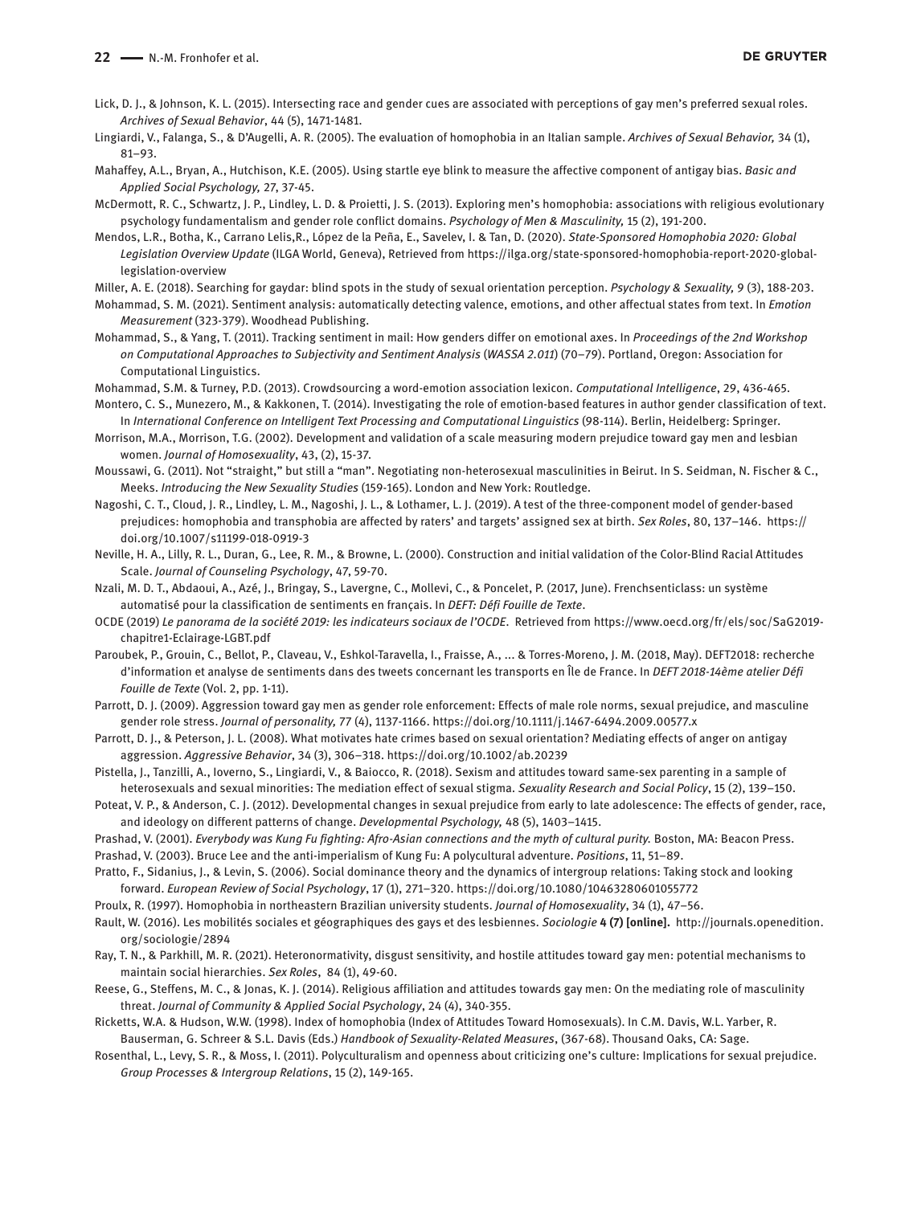Lick, D. J., & Johnson, K. L. (2015). Intersecting race and gender cues are associated with perceptions of gay men's preferred sexual roles. *Archives of Sexual Behavior*, 44 (5), 1471-1481.

Lingiardi, V., Falanga, S., & D'Augelli, A. R. (2005). The evaluation of homophobia in an Italian sample. *Archives of Sexual Behavior,* 34 (1), 81–93.

Mahaffey, A.L., Bryan, A., Hutchison, K.E. (2005). Using startle eye blink to measure the affective component of antigay bias. *Basic and Applied Social Psychology,* 27, 37-45.

McDermott, R. C., Schwartz, J. P., Lindley, L. D. & Proietti, J. S. (2013). Exploring men's homophobia: associations with religious evolutionary psychology fundamentalism and gender role conflict domains. *Psychology of Men & Masculinity,* 15 (2), 191-200.

Mendos, L.R., Botha, K., Carrano Lelis,R., López de la Peña, E., Savelev, I. & Tan, D. (2020). *State-Sponsored Homophobia 2020: Global Legislation Overview Update* (ILGA World, Geneva), Retrieved from https://ilga.org/state-sponsored-homophobia-report-2020-global-legislation-overview

Miller, A. E. (2018). Searching for gaydar: blind spots in the study of sexual orientation perception. *Psychology & Sexuality, 9* (3), 188-203.

Mohammad, S. M. (2021). Sentiment analysis: automatically detecting valence, emotions, and other affectual states from text. In *Emotion Measurement* (323-379). Woodhead Publishing.

Mohammad, S., & Yang, T. (2011). Tracking sentiment in mail: How genders differ on emotional axes. In *Proceedings of the 2nd Workshop on Computational Approaches to Subjectivity and Sentiment Analysis* (*WASSA 2.011*) (70–79). Portland, Oregon: Association for Computational Linguistics.

Mohammad, S.M. & Turney, P.D. (2013). Crowdsourcing a word-emotion association lexicon. *Computational Intelligence*, 29, 436-465.

Montero, C. S., Munezero, M., & Kakkonen, T. (2014). Investigating the role of emotion-based features in author gender classification of text. In *International Conference on Intelligent Text Processing and Computational Linguistics* (98-114). Berlin, Heidelberg: Springer.

Morrison, M.A., Morrison, T.G. (2002). Development and validation of a scale measuring modern prejudice toward gay men and lesbian women. *Journal of Homosexuality*, 43, (2), 15-37.

Moussawi, G. (2011). Not "straight," but still a "man". Negotiating non-heterosexual masculinities in Beirut. In S. Seidman, N. Fischer & C., Meeks. *Introducing the New Sexuality Studies* (159-165). London and New York: Routledge.

Nagoshi, C. T., Cloud, J. R., Lindley, L. M., Nagoshi, J. L., & Lothamer, L. J. (2019). A test of the three-component model of gender-based prejudices: homophobia and transphobia are affected by raters' and targets' assigned sex at birth. *Sex Roles*, 80, 137–146. https://doi.org/10.1007/s11199-018-0919-3

Neville, H. A., Lilly, R. L., Duran, G., Lee, R. M., & Browne, L. (2000). Construction and initial validation of the Color-Blind Racial Attitudes Scale. *Journal of Counseling Psychology*, 47, 59-70.

Nzali, M. D. T., Abdaoui, A., Azé, J., Bringay, S., Lavergne, C., Mollevi, C., & Poncelet, P. (2017, June). Frenchsenticlass: un système automatisé pour la classification de sentiments en français. In *DEFT: Défi Fouille de Texte*.

OCDE (2019) *Le panorama de la société 2019: les indicateurs sociaux de l'OCDE*. Retrieved from https://www.oecd.org/fr/els/soc/SaG2019-chapitre1-Eclairage-LGBT.pdf

Paroubek, P., Grouin, C., Bellot, P., Claveau, V., Eshkol-Taravella, I., Fraisse, A., ... & Torres-Moreno, J. M. (2018, May). DEFT2018: recherche d'information et analyse de sentiments dans des tweets concernant les transports en Île de France. In *DEFT 2018-14ème atelier Défi Fouille de Texte* (Vol. 2, pp. 1-11).

Parrott, D. J. (2009). Aggression toward gay men as gender role enforcement: Effects of male role norms, sexual prejudice, and masculine gender role stress. *Journal of personality, 77* (4), 1137-1166. https://doi.org/10.1111/j.1467-6494.2009.00577.x

Parrott, D. J., & Peterson, J. L. (2008). What motivates hate crimes based on sexual orientation? Mediating effects of anger on antigay aggression. *Aggressive Behavior*, 34 (3), 306–318. https://doi.org/10.1002/ab.20239

Pistella, J., Tanzilli, A., Ioverno, S., Lingiardi, V., & Baiocco, R. (2018). Sexism and attitudes toward same-sex parenting in a sample of heterosexuals and sexual minorities: The mediation effect of sexual stigma. *Sexuality Research and Social Policy*, 15 (2), 139–150.

Poteat, V. P., & Anderson, C. J. (2012). Developmental changes in sexual prejudice from early to late adolescence: The effects of gender, race, and ideology on different patterns of change. *Developmental Psychology,* 48 (5), 1403–1415.

Prashad, V. (2001). *Everybody was Kung Fu fighting: Afro-Asian connections and the myth of cultural purity.* Boston, MA: Beacon Press.

Prashad, V. (2003). Bruce Lee and the anti-imperialism of Kung Fu: A polycultural adventure. *Positions*, 11, 51–89.

Pratto, F., Sidanius, J., & Levin, S. (2006). Social dominance theory and the dynamics of intergroup relations: Taking stock and looking forward. *European Review of Social Psychology*, 17 (1), 271–320. https://doi.org/10.1080/10463280601055772

Proulx, R. (1997). Homophobia in northeastern Brazilian university students. *Journal of Homosexuality*, 34 (1), 47–56.

Rault, W. (2016). Les mobilités sociales et géographiques des gays et des lesbiennes. *Sociologie* **4 (7) [online].** http://journals.openedition.org/sociologie/2894

Ray, T. N., & Parkhill, M. R. (2021). Heteronormativity, disgust sensitivity, and hostile attitudes toward gay men: potential mechanisms to maintain social hierarchies. *Sex Roles*, 84 (1), 49-60.

Reese, G., Steffens, M. C., & Jonas, K. J. (2014). Religious affiliation and attitudes towards gay men: On the mediating role of masculinity threat. *Journal of Community & Applied Social Psychology*, 24 (4), 340-355.

Ricketts, W.A. & Hudson, W.W. (1998). Index of homophobia (Index of Attitudes Toward Homosexuals). In C.M. Davis, W.L. Yarber, R. Bauserman, G. Schreer & S.L. Davis (Eds.) *Handbook of Sexuality-Related Measures*, (367-68). Thousand Oaks, CA: Sage.

Rosenthal, L., Levy, S. R., & Moss, I. (2011). Polyculturalism and openness about criticizing one's culture: Implications for sexual prejudice. *Group Processes & Intergroup Relations*, 15 (2), 149-165.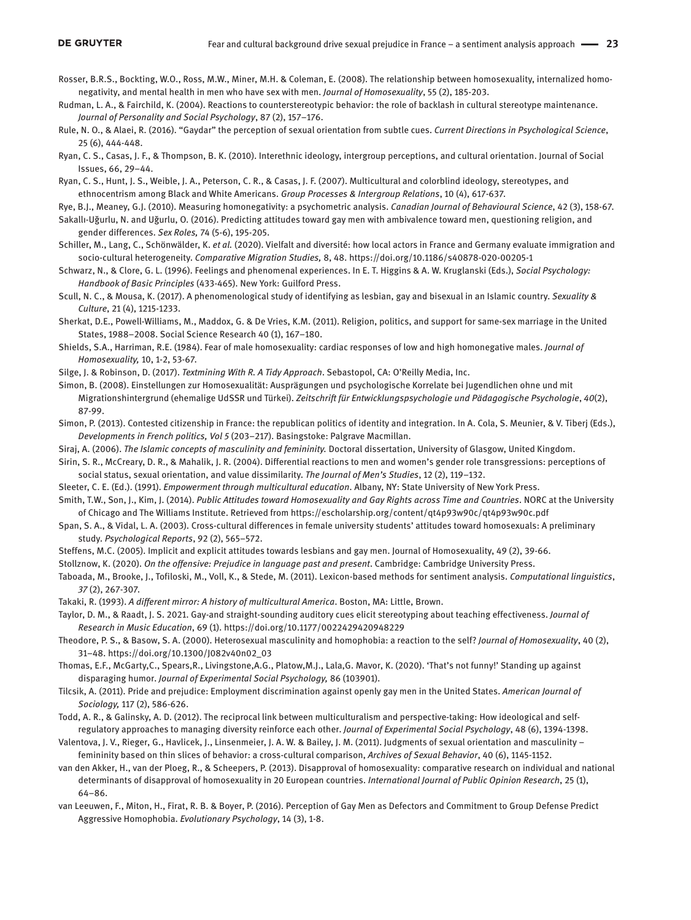Rosser, B.R.S., Bockting, W.O., Ross, M.W., Miner, M.H. & Coleman, E. (2008). The relationship between homosexuality, internalized homonegativity, and mental health in men who have sex with men. *Journal of Homosexuality*, 55 (2), 185-203.

Rudman, L. A., & Fairchild, K. (2004). Reactions to counterstereotypic behavior: the role of backlash in cultural stereotype maintenance. *Journal of Personality and Social Psychology*, 87 (2), 157–176.

Rule, N. O., & Alaei, R. (2016). "Gaydar" the perception of sexual orientation from subtle cues. *Current Directions in Psychological Science*, 25 (6), 444-448.

Ryan, C. S., Casas, J. F., & Thompson, B. K. (2010). Interethnic ideology, intergroup perceptions, and cultural orientation. Journal of Social Issues, 66, 29–44.

Ryan, C. S., Hunt, J. S., Weible, J. A., Peterson, C. R., & Casas, J. F. (2007). Multicultural and colorblind ideology, stereotypes, and ethnocentrism among Black and White Americans. *Group Processes & Intergroup Relations*, 10 (4), 617-637.

Rye, B.J., Meaney, G.J. (2010). Measuring homonegativity: a psychometric analysis. *Canadian Journal of Behavioural Science*, 42 (3), 158-67.

Sakallı-Uğurlu, N. and Uğurlu, O. (2016). Predicting attitudes toward gay men with ambivalence toward men, questioning religion, and gender differences. *Sex Roles,* 74 (5-6), 195-205.

Schiller, M., Lang, C., Schönwälder, K. *et al.* (2020). Vielfalt and diversité: how local actors in France and Germany evaluate immigration and socio-cultural heterogeneity. *Comparative Migration Studies,* 8, 48. https://doi.org/10.1186/s40878-020-00205-1

Schwarz, N., & Clore, G. L. (1996). Feelings and phenomenal experiences. In E. T. Higgins & A. W. Kruglanski (Eds.), *Social Psychology: Handbook of Basic Principles* (433-465). New York: Guilford Press.

Scull, N. C., & Mousa, K. (2017). A phenomenological study of identifying as lesbian, gay and bisexual in an Islamic country. *Sexuality & Culture*, 21 (4), 1215-1233.

Sherkat, D.E., Powell-Williams, M., Maddox, G. & De Vries, K.M. (2011). Religion, politics, and support for same-sex marriage in the United States, 1988–2008. Social Science Research 40 (1), 167–180.

Shields, S.A., Harriman, R.E. (1984). Fear of male homosexuality: cardiac responses of low and high homonegative males. *Journal of Homosexuality,* 10, 1-2, 53-67.

Silge, J. & Robinson, D. (2017). *Textmining With R. A Tidy Approach*. Sebastopol, CA: O'Reilly Media, Inc.

Simon, B. (2008). Einstellungen zur Homosexualität: Ausprägungen und psychologische Korrelate bei Jugendlichen ohne und mit Migrationshintergrund (ehemalige UdSSR und Türkei). *Zeitschrift für Entwicklungspsychologie und Pädagogische Psychologie*, *40*(2), 87-99.

Simon, P. (2013). Contested citizenship in France: the republican politics of identity and integration. In A. Cola, S. Meunier, & V. Tiberj (Eds.), *Developments in French politics, Vol 5* (203–217). Basingstoke: Palgrave Macmillan.

Siraj, A. (2006). *The Islamic concepts of masculinity and femininity.* Doctoral dissertation, University of Glasgow, United Kingdom.

Sirin, S. R., McCreary, D. R., & Mahalik, J. R. (2004). Differential reactions to men and women's gender role transgressions: perceptions of social status, sexual orientation, and value dissimilarity. *The Journal of Men's Studies*, 12 (2), 119–132.

Sleeter, C. E. (Ed.). (1991). *Empowerment through multicultural education*. Albany, NY: State University of New York Press.

Smith, T.W., Son, J., Kim, J. (2014). *Public Attitudes toward Homosexuality and Gay Rights across Time and Countries*. NORC at the University of Chicago and The Williams Institute. Retrieved from https://escholarship.org/content/qt4p93w90c/qt4p93w90c.pdf

Span, S. A., & Vidal, L. A. (2003). Cross-cultural differences in female university students' attitudes toward homosexuals: A preliminary study. *Psychological Reports*, 92 (2), 565–572.

Steffens, M.C. (2005). Implicit and explicit attitudes towards lesbians and gay men. Journal of Homosexuality, 49 (2), 39-66.

Stollznow, K. (2020). *On the offensive: Prejudice in language past and present*. Cambridge: Cambridge University Press.

Taboada, M., Brooke, J., Tofiloski, M., Voll, K., & Stede, M. (2011). Lexicon-based methods for sentiment analysis. *Computational linguistics*, *37* (2), 267-307.

Takaki, R. (1993). *A different mirror: A history of multicultural America*. Boston, MA: Little, Brown.

Taylor, D. M., & Raadt, J. S. 2021. Gay-and straight-sounding auditory cues elicit stereotyping about teaching effectiveness. *Journal of Research in Music Education*, 69 (1). https://doi.org/10.1177/0022429420948229

Theodore, P. S., & Basow, S. A. (2000). Heterosexual masculinity and homophobia: a reaction to the self? *Journal of Homosexuality*, 40 (2), 31–48. https://doi.org/10.1300/J082v40n02_03

Thomas, E.F., McGarty,C., Spears,R., Livingstone,A.G., Platow,M.J., Lala,G. Mavor, K. (2020). 'That's not funny!' Standing up against disparaging humor. *Journal of Experimental Social Psychology,* 86 (103901).

Tilcsik, A. (2011). Pride and prejudice: Employment discrimination against openly gay men in the United States. *American Journal of Sociology,* 117 (2), 586-626.

Todd, A. R., & Galinsky, A. D. (2012). The reciprocal link between multiculturalism and perspective-taking: How ideological and self-regulatory approaches to managing diversity reinforce each other. *Journal of Experimental Social Psychology*, 48 (6), 1394-1398.

Valentova, J. V., Rieger, G., Havlicek, J., Linsenmeier, J. A. W. & Bailey, J. M. (2011). Judgments of sexual orientation and masculinity – femininity based on thin slices of behavior: a cross-cultural comparison, *Archives of Sexual Behavior*, 40 (6), 1145-1152.

van den Akker, H., van der Ploeg, R., & Scheepers, P. (2013). Disapproval of homosexuality: comparative research on individual and national determinants of disapproval of homosexuality in 20 European countries. *International Journal of Public Opinion Research*, 25 (1), 64–86.

van Leeuwen, F., Miton, H., Firat, R. B. & Boyer, P. (2016). Perception of Gay Men as Defectors and Commitment to Group Defense Predict Aggressive Homophobia. *Evolutionary Psychology*, 14 (3), 1-8.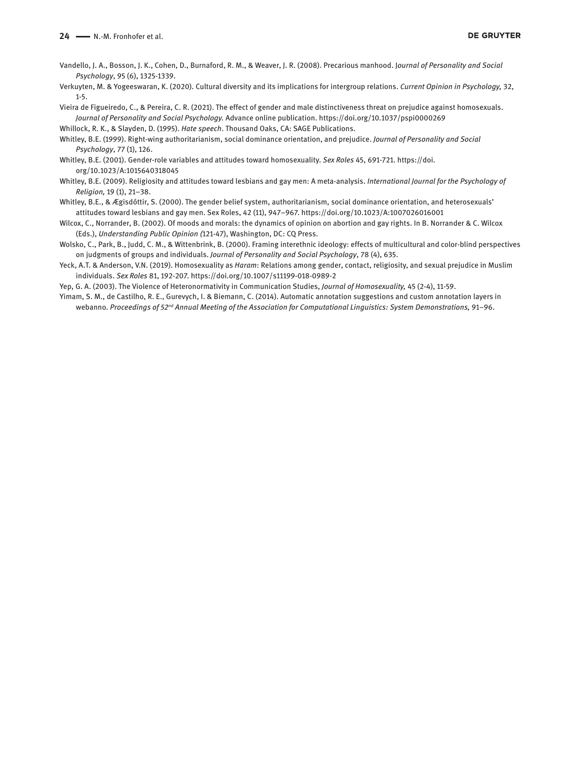Vandello, J. A., Bosson, J. K., Cohen, D., Burnaford, R. M., & Weaver, J. R. (2008). Precarious manhood. J*ournal of Personality and Social Psychology*, 95 (6), 1325-1339.

Verkuyten, M. & Yogeeswaran, K. (2020). Cultural diversity and its implications for intergroup relations. *Current Opinion in Psychology,* 32, 1-5.

Vieira de Figueiredo, C., & Pereira, C. R. (2021). The effect of gender and male distinctiveness threat on prejudice against homosexuals. *Journal of Personality and Social Psychology.* Advance online publication. https://doi.org/10.1037/pspi0000269

Whillock, R. K., & Slayden, D. (1995). *Hate speech*. Thousand Oaks, CA: SAGE Publications.

Whitley, B.E. (1999). Right-wing authoritarianism, social dominance orientation, and prejudice. *Journal of Personality and Social Psychology*, 77 (1), 126.

Whitley, B.E. (2001). Gender-role variables and attitudes toward homosexuality. *Sex Roles* 45, 691-721. https://doi.org/10.1023/A:1015640318045

Whitley, B.E. (2009). Religiosity and attitudes toward lesbians and gay men: A meta-analysis. *International Journal for the Psychology of Religion,* 19 (1), 21–38.

Whitley, B.E., & Ægisdóttir, S. (2000). The gender belief system, authoritarianism, social dominance orientation, and heterosexuals' attitudes toward lesbians and gay men. Sex Roles, 42 (11), 947–967. https://doi.org/10.1023/A:1007026016001

Wilcox, C., Norrander, B. (2002). Of moods and morals: the dynamics of opinion on abortion and gay rights. In B. Norrander & C. Wilcox (Eds.), *Understanding Public Opinion (*121-47), Washington, DC: CQ Press.

Wolsko, C., Park, B., Judd, C. M., & Wittenbrink, B. (2000). Framing interethnic ideology: effects of multicultural and color-blind perspectives on judgments of groups and individuals. *Journal of Personality and Social Psychology*, 78 (4), 635.

Yeck, A.T. & Anderson, V.N. (2019). Homosexuality as *Haram*: Relations among gender, contact, religiosity, and sexual prejudice in Muslim individuals. *Sex Roles* 81, 192-207. https://doi.org/10.1007/s11199-018-0989-2

Yep, G. A. (2003). The Violence of Heteronormativity in Communication Studies, *Journal of Homosexuality,* 45 (2-4), 11-59.

Yimam, S. M., de Castilho, R. E., Gurevych, I. & Biemann, C. (2014). Automatic annotation suggestions and custom annotation layers in webanno. *Proceedings of 52nd Annual Meeting of the Association for Computational Linguistics: System Demonstrations,* 91–96.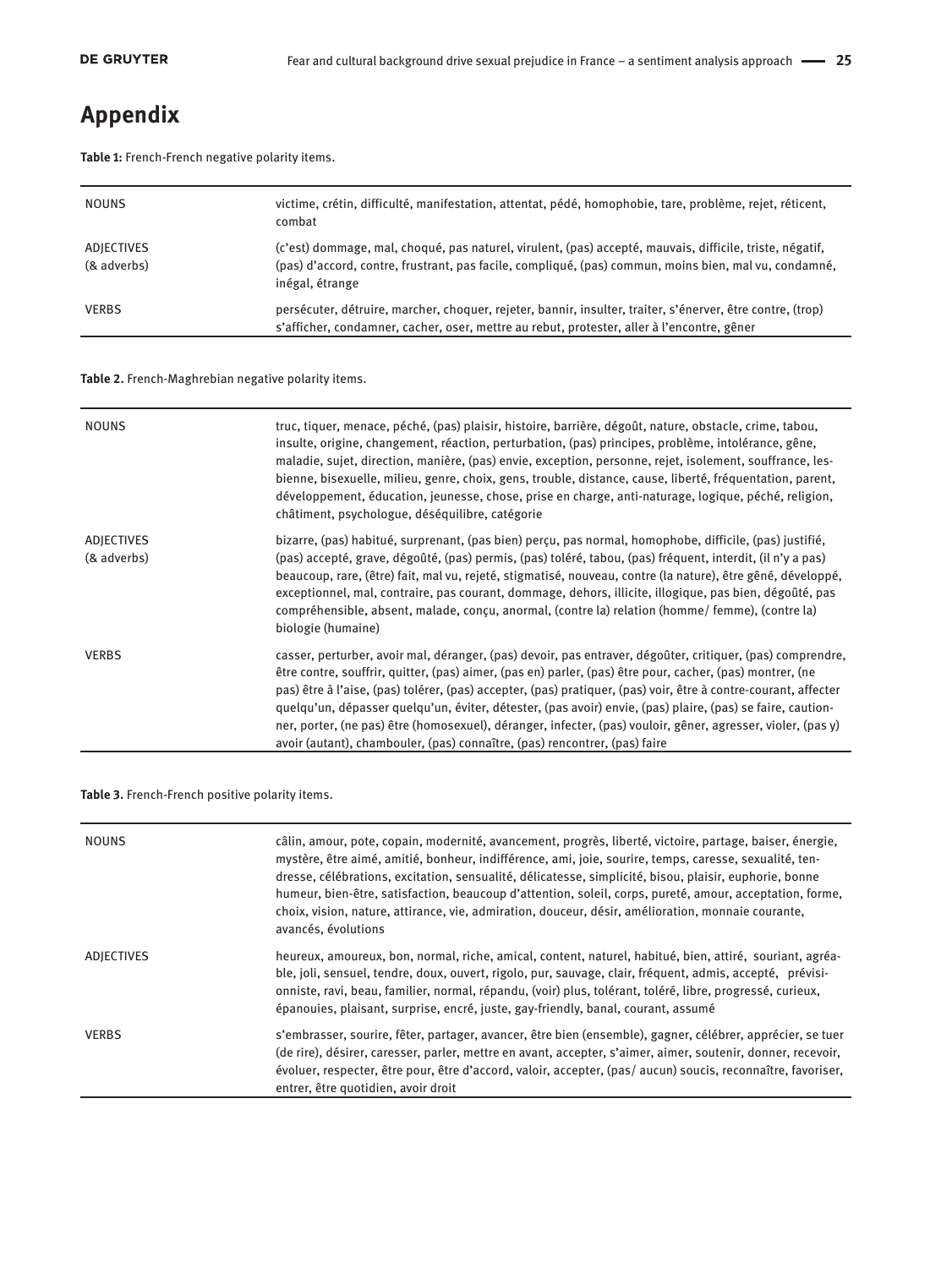## Appendix

**Table 1:** French-French negative polarity items.

| | |
|---|---|
| NOUNS | victime, crétin, difficulté, manifestation, attentat, pédé, homophobie, tare, problème, rejet, réticent, combat |
| ADJECTIVES (& adverbs) | (c'est) dommage, mal, choqué, pas naturel, virulent, (pas) accepté, mauvais, difficile, triste, négatif, (pas) d'accord, contre, frustrant, pas facile, compliqué, (pas) commun, moins bien, mal vu, condamné, inégal, étrange |
| VERBS | persécuter, détruire, marcher, choquer, rejeter, bannir, insulter, traiter, s'énerver, être contre, (trop) s'afficher, condamner, cacher, oser, mettre au rebut, protester, aller à l'encontre, gêner |

**Table 2.** French-Maghrebian negative polarity items.

| | |
|---|---|
| NOUNS | truc, tiquer, menace, péché, (pas) plaisir, histoire, barrière, dégoût, nature, obstacle, crime, tabou, insulte, origine, changement, réaction, perturbation, (pas) principes, problème, intolérance, gêne, maladie, sujet, direction, manière, (pas) envie, exception, personne, rejet, isolement, souffrance, lesbienne, bisexuelle, milieu, genre, choix, gens, trouble, distance, cause, liberté, fréquentation, parent, développement, éducation, jeunesse, chose, prise en charge, anti-naturage, logique, péché, religion, châtiment, psychologue, déséquilibre, catégorie |
| ADJECTIVES (& adverbs) | bizarre, (pas) habitué, surprenant, (pas bien) perçu, pas normal, homophobe, difficile, (pas) justifié, (pas) accepté, grave, dégoûté, (pas) permis, (pas) toléré, tabou, (pas) fréquent, interdit, (il n'y a pas) beaucoup, rare, (être) fait, mal vu, rejeté, stigmatisé, nouveau, contre (la nature), être gêné, développé, exceptionnel, mal, contraire, pas courant, dommage, dehors, illicite, illogique, pas bien, dégoûté, pas compréhensible, absent, malade, conçu, anormal, (contre la) relation (homme/ femme), (contre la) biologie (humaine) |
| VERBS | casser, perturber, avoir mal, déranger, (pas) devoir, pas entraver, dégoûter, critiquer, (pas) comprendre, être contre, souffrir, quitter, (pas) aimer, (pas en) parler, (pas) être pour, cacher, (pas) montrer, (ne pas) être à l'aise, (pas) tolérer, (pas) accepter, (pas) pratiquer, (pas) voir, être à contre-courant, affecter quelqu'un, dépasser quelqu'un, éviter, détester, (pas avoir) envie, (pas) plaire, (pas) se faire, cautionner, porter, (ne pas) être (homosexuel), déranger, infecter, (pas) vouloir, gêner, agresser, violer, (pas y) avoir (autant), chambouler, (pas) connaître, (pas) rencontrer, (pas) faire |

**Table 3.** French-French positive polarity items.

| | |
|---|---|
| NOUNS | câlin, amour, pote, copain, modernité, avancement, progrès, liberté, victoire, partage, baiser, énergie, mystère, être aimé, amitié, bonheur, indifférence, ami, joie, sourire, temps, caresse, sexualité, tendresse, célébrations, excitation, sensualité, délicatesse, simplicité, bisou, plaisir, euphorie, bonne humeur, bien-être, satisfaction, beaucoup d'attention, soleil, corps, pureté, amour, acceptation, forme, choix, vision, nature, attirance, vie, admiration, douceur, désir, amélioration, monnaie courante, avancés, évolutions |
| ADJECTIVES | heureux, amoureux, bon, normal, riche, amical, content, naturel, habitué, bien, attiré, souriant, agréable, joli, sensuel, tendre, doux, ouvert, rigolo, pur, sauvage, clair, fréquent, admis, accepté, prévisionniste, ravi, beau, familier, normal, répandu, (voir) plus, tolérant, toléré, libre, progressé, curieux, épanouies, plaisant, surprise, encré, juste, gay-friendly, banal, courant, assumé |
| VERBS | s'embrasser, sourire, fêter, partager, avancer, être bien (ensemble), gagner, célébrer, apprécier, se tuer (de rire), désirer, caresser, parler, mettre en avant, accepter, s'aimer, aimer, soutenir, donner, recevoir, évoluer, respecter, être pour, être d'accord, valoir, accepter, (pas/ aucun) soucis, reconnaître, favoriser, entrer, être quotidien, avoir droit |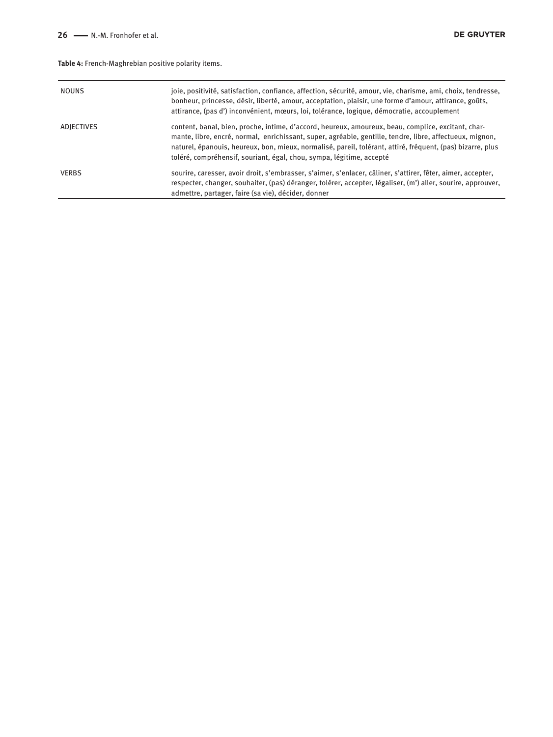**Table 4:** French-Maghrebian positive polarity items.

| | |
|---|---|
| NOUNS | joie, positivité, satisfaction, confiance, affection, sécurité, amour, vie, charisme, ami, choix, tendresse, bonheur, princesse, désir, liberté, amour, acceptation, plaisir, une forme d'amour, attirance, goûts, attirance, (pas d') inconvénient, mœurs, loi, tolérance, logique, démocratie, accouplement |
| ADJECTIVES | content, banal, bien, proche, intime, d'accord, heureux, amoureux, beau, complice, excitant, charmante, libre, encré, normal, enrichissant, super, agréable, gentille, tendre, libre, affectueux, mignon, naturel, épanouis, heureux, bon, mieux, normalisé, pareil, tolérant, attiré, fréquent, (pas) bizarre, plus toléré, compréhensif, souriant, égal, chou, sympa, légitime, accepté |
| VERBS | sourire, caresser, avoir droit, s'embrasser, s'aimer, s'enlacer, câliner, s'attirer, fêter, aimer, accepter, respecter, changer, souhaiter, (pas) déranger, tolérer, accepter, légaliser, (m') aller, sourire, approuver, admettre, partager, faire (sa vie), décider, donner |